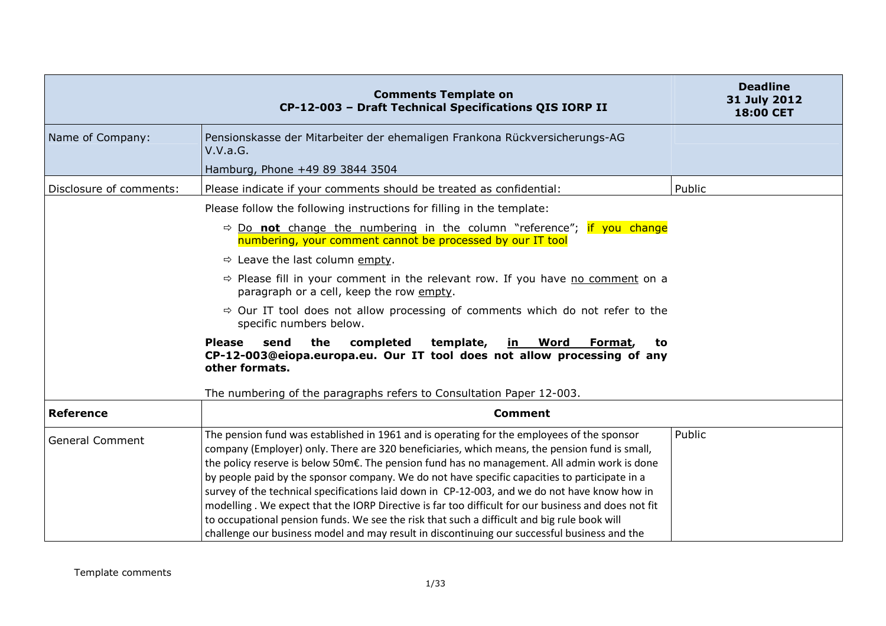| **Comments Template on CP-12-003 – Draft Technical Specifications QIS IORP II** | | **Deadline 31 July 2012 18:00 CET** |
|---|---|---|
| Name of Company: | Pensionskasse der Mitarbeiter der ehemaligen Frankona Rückversicherungs-AG V.V.a.G. Hamburg, Phone +49 89 3844 3504 | |
| Disclosure of comments: | Please indicate if your comments should be treated as confidential: | Public |
| | Please follow the following instructions for filling in the template: ⇨ <u>Do **not** change the numbering</u> in the column "reference"; if you change numbering, your comment cannot be processed by our IT tool ⇨ Leave the last column <u>empty</u>. ⇨ Please fill in your comment in the relevant row. If you have <u>no comment</u> on a paragraph or a cell, keep the row <u>empty</u>. ⇨ Our IT tool does not allow processing of comments which do not refer to the specific numbers below. **Please send the completed template, <u>in Word Format</u>, to CP-12-003@eiopa.europa.eu. Our IT tool does not allow processing of any other formats.** The numbering of the paragraphs refers to Consultation Paper 12-003. | |
| **Reference** | **Comment** | |
| General Comment | The pension fund was established in 1961 and is operating for the employees of the sponsor company (Employer) only. There are 320 beneficiaries, which means, the pension fund is small, the policy reserve is below 50m€. The pension fund has no management. All admin work is done by people paid by the sponsor company. We do not have specific capacities to participate in a survey of the technical specifications laid down in CP-12-003, and we do not have know how in modelling . We expect that the IORP Directive is far too difficult for our business and does not fit to occupational pension funds. We see the risk that such a difficult and big rule book will challenge our business model and may result in discontinuing our successful business and the | Public |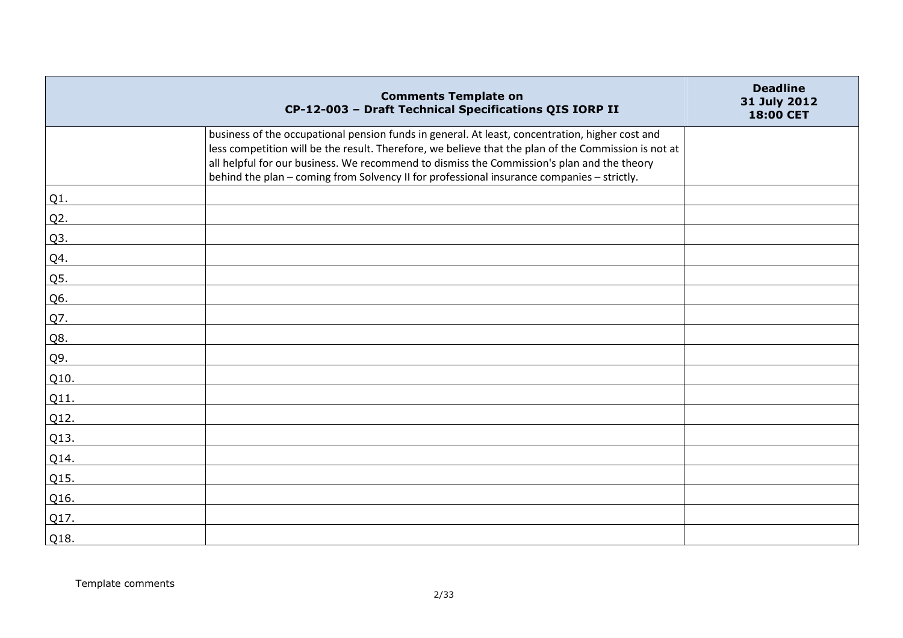| Comments Template on CP-12-003 – Draft Technical Specifications QIS IORP II | | Deadline 31 July 2012 18:00 CET |
|---|---|---|
| | business of the occupational pension funds in general. At least, concentration, higher cost and less competition will be the result. Therefore, we believe that the plan of the Commission is not at all helpful for our business. We recommend to dismiss the Commission's plan and the theory behind the plan – coming from Solvency II for professional insurance companies – strictly. | |
| Q1. | | |
| Q2. | | |
| Q3. | | |
| Q4. | | |
| Q5. | | |
| Q6. | | |
| Q7. | | |
| Q8. | | |
| Q9. | | |
| Q10. | | |
| Q11. | | |
| Q12. | | |
| Q13. | | |
| Q14. | | |
| Q15. | | |
| Q16. | | |
| Q17. | | |
| Q18. | | |

Template comments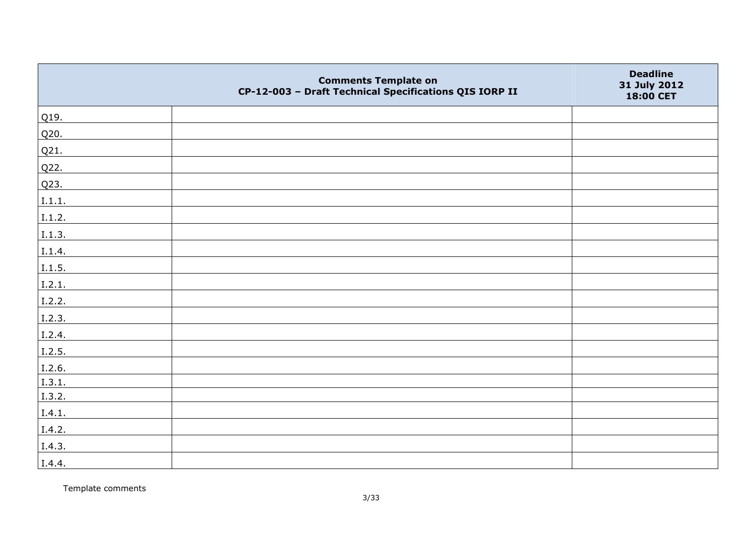| | **Comments Template on CP-12-003 – Draft Technical Specifications QIS IORP II** | **Deadline 31 July 2012 18:00 CET** |
|---|---|---|
| Q19. | | |
| Q20. | | |
| Q21. | | |
| Q22. | | |
| Q23. | | |
| I.1.1. | | |
| I.1.2. | | |
| I.1.3. | | |
| I.1.4. | | |
| I.1.5. | | |
| I.2.1. | | |
| I.2.2. | | |
| I.2.3. | | |
| I.2.4. | | |
| I.2.5. | | |
| I.2.6. | | |
| I.3.1. | | |
| I.3.2. | | |
| I.4.1. | | |
| I.4.2. | | |
| I.4.3. | | |
| I.4.4. | | |

Template comments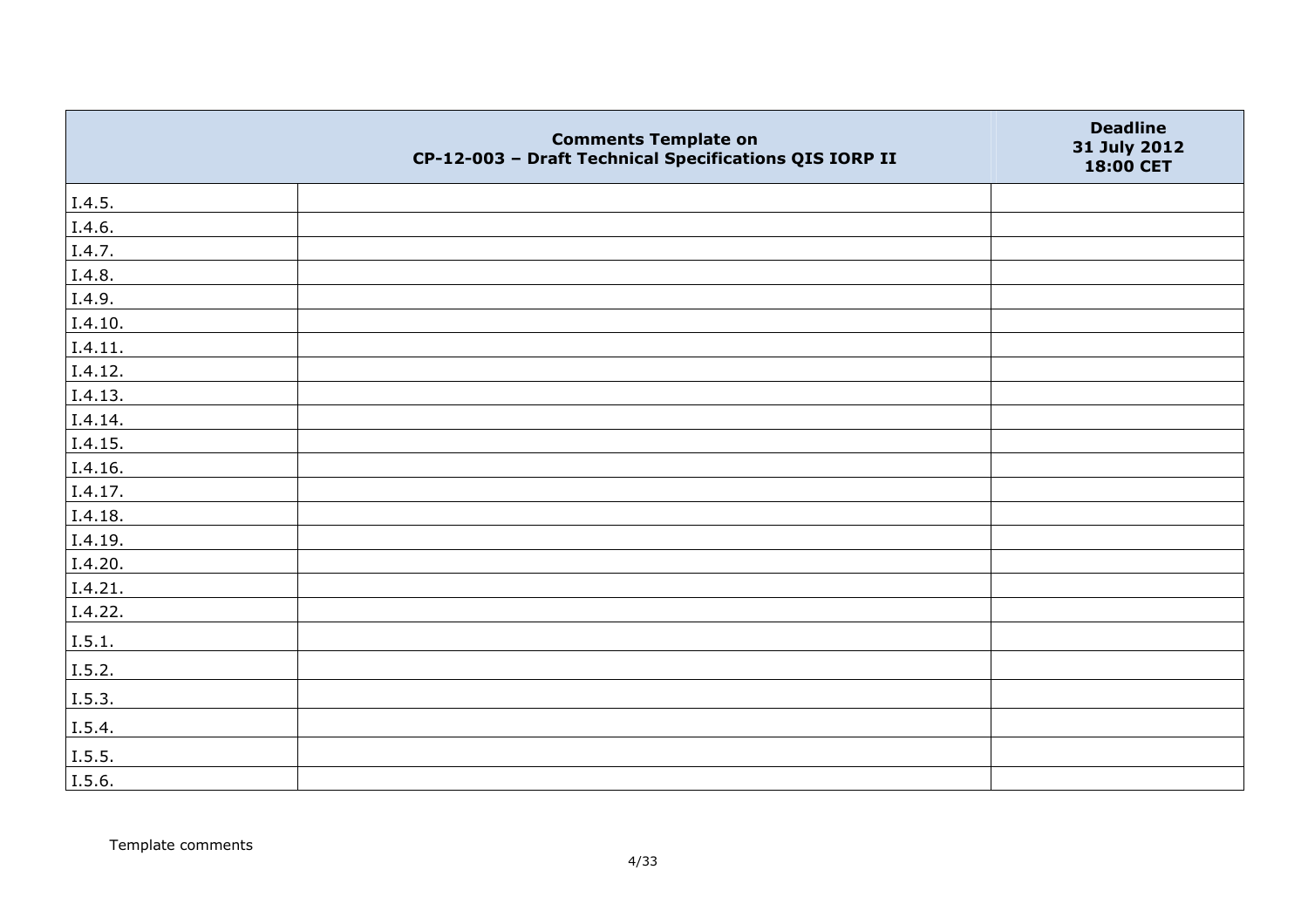| | Comments Template on CP-12-003 – Draft Technical Specifications QIS IORP II | Deadline 31 July 2012 18:00 CET |
|---|---|---|
| I.4.5. | | |
| I.4.6. | | |
| I.4.7. | | |
| I.4.8. | | |
| I.4.9. | | |
| I.4.10. | | |
| I.4.11. | | |
| I.4.12. | | |
| I.4.13. | | |
| I.4.14. | | |
| I.4.15. | | |
| I.4.16. | | |
| I.4.17. | | |
| I.4.18. | | |
| I.4.19. | | |
| I.4.20. | | |
| I.4.21. | | |
| I.4.22. | | |
| I.5.1. | | |
| I.5.2. | | |
| I.5.3. | | |
| I.5.4. | | |
| I.5.5. | | |
| I.5.6. | | |

Template comments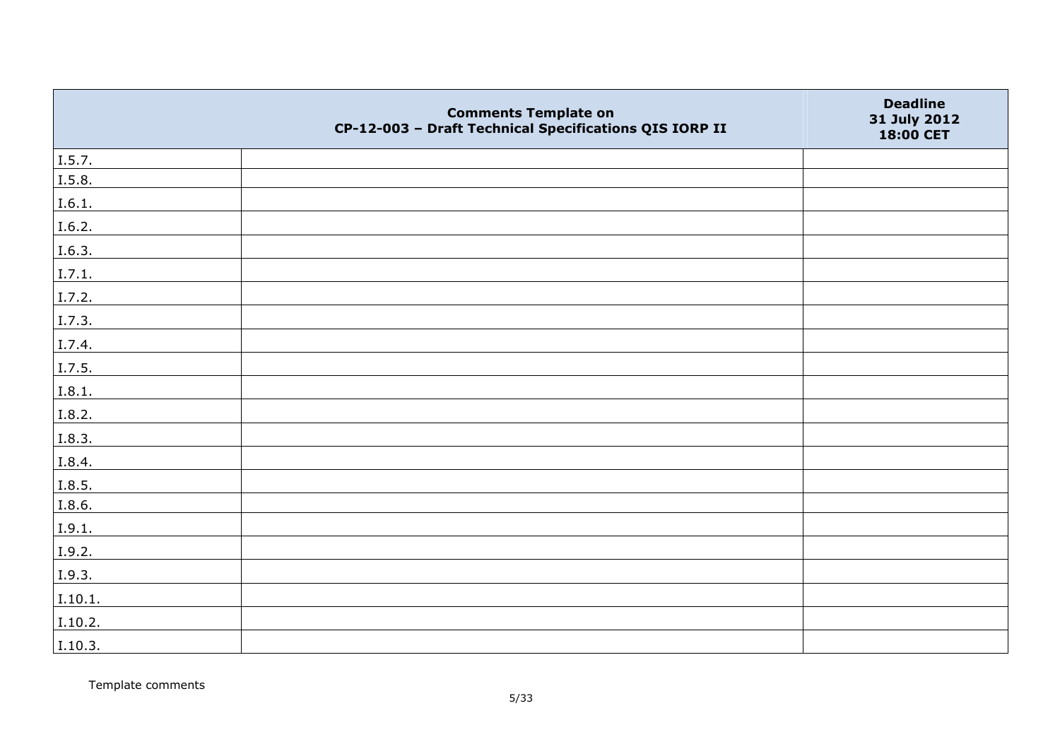| | Comments Template on<br>CP-12-003 – Draft Technical Specifications QIS IORP II | Deadline<br>31 July 2012<br>18:00 CET |
|---|---|---|
| I.5.7. | | |
| I.5.8. | | |
| I.6.1. | | |
| I.6.2. | | |
| I.6.3. | | |
| I.7.1. | | |
| I.7.2. | | |
| I.7.3. | | |
| I.7.4. | | |
| I.7.5. | | |
| I.8.1. | | |
| I.8.2. | | |
| I.8.3. | | |
| I.8.4. | | |
| I.8.5. | | |
| I.8.6. | | |
| I.9.1. | | |
| I.9.2. | | |
| I.9.3. | | |
| I.10.1. | | |
| I.10.2. | | |
| I.10.3. | | |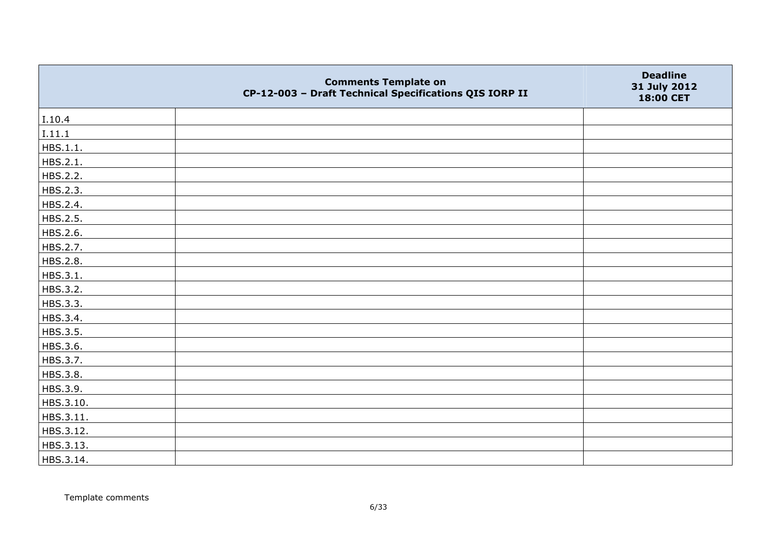| Comments Template on CP-12-003 – Draft Technical Specifications QIS IORP II | | Deadline 31 July 2012 18:00 CET |
|---|---|---|
| I.10.4 | | |
| I.11.1 | | |
| HBS.1.1. | | |
| HBS.2.1. | | |
| HBS.2.2. | | |
| HBS.2.3. | | |
| HBS.2.4. | | |
| HBS.2.5. | | |
| HBS.2.6. | | |
| HBS.2.7. | | |
| HBS.2.8. | | |
| HBS.3.1. | | |
| HBS.3.2. | | |
| HBS.3.3. | | |
| HBS.3.4. | | |
| HBS.3.5. | | |
| HBS.3.6. | | |
| HBS.3.7. | | |
| HBS.3.8. | | |
| HBS.3.9. | | |
| HBS.3.10. | | |
| HBS.3.11. | | |
| HBS.3.12. | | |
| HBS.3.13. | | |
| HBS.3.14. | | |

Template comments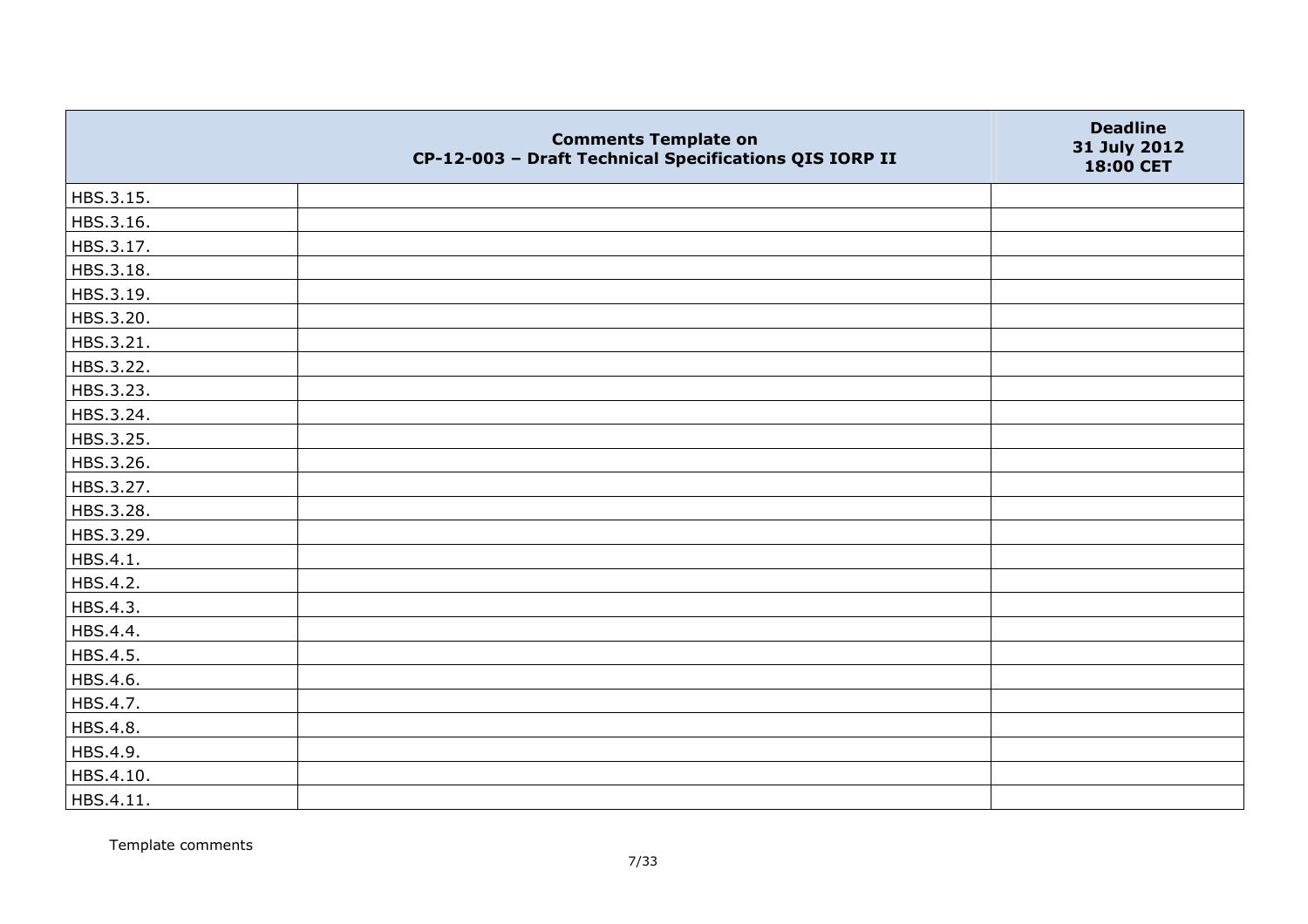|  | Comments Template on CP-12-003 – Draft Technical Specifications QIS IORP II | Deadline 31 July 2012 18:00 CET |
|---|---|---|
| HBS.3.15. |  |  |
| HBS.3.16. |  |  |
| HBS.3.17. |  |  |
| HBS.3.18. |  |  |
| HBS.3.19. |  |  |
| HBS.3.20. |  |  |
| HBS.3.21. |  |  |
| HBS.3.22. |  |  |
| HBS.3.23. |  |  |
| HBS.3.24. |  |  |
| HBS.3.25. |  |  |
| HBS.3.26. |  |  |
| HBS.3.27. |  |  |
| HBS.3.28. |  |  |
| HBS.3.29. |  |  |
| HBS.4.1. |  |  |
| HBS.4.2. |  |  |
| HBS.4.3. |  |  |
| HBS.4.4. |  |  |
| HBS.4.5. |  |  |
| HBS.4.6. |  |  |
| HBS.4.7. |  |  |
| HBS.4.8. |  |  |
| HBS.4.9. |  |  |
| HBS.4.10. |  |  |
| HBS.4.11. |  |  |

Template comments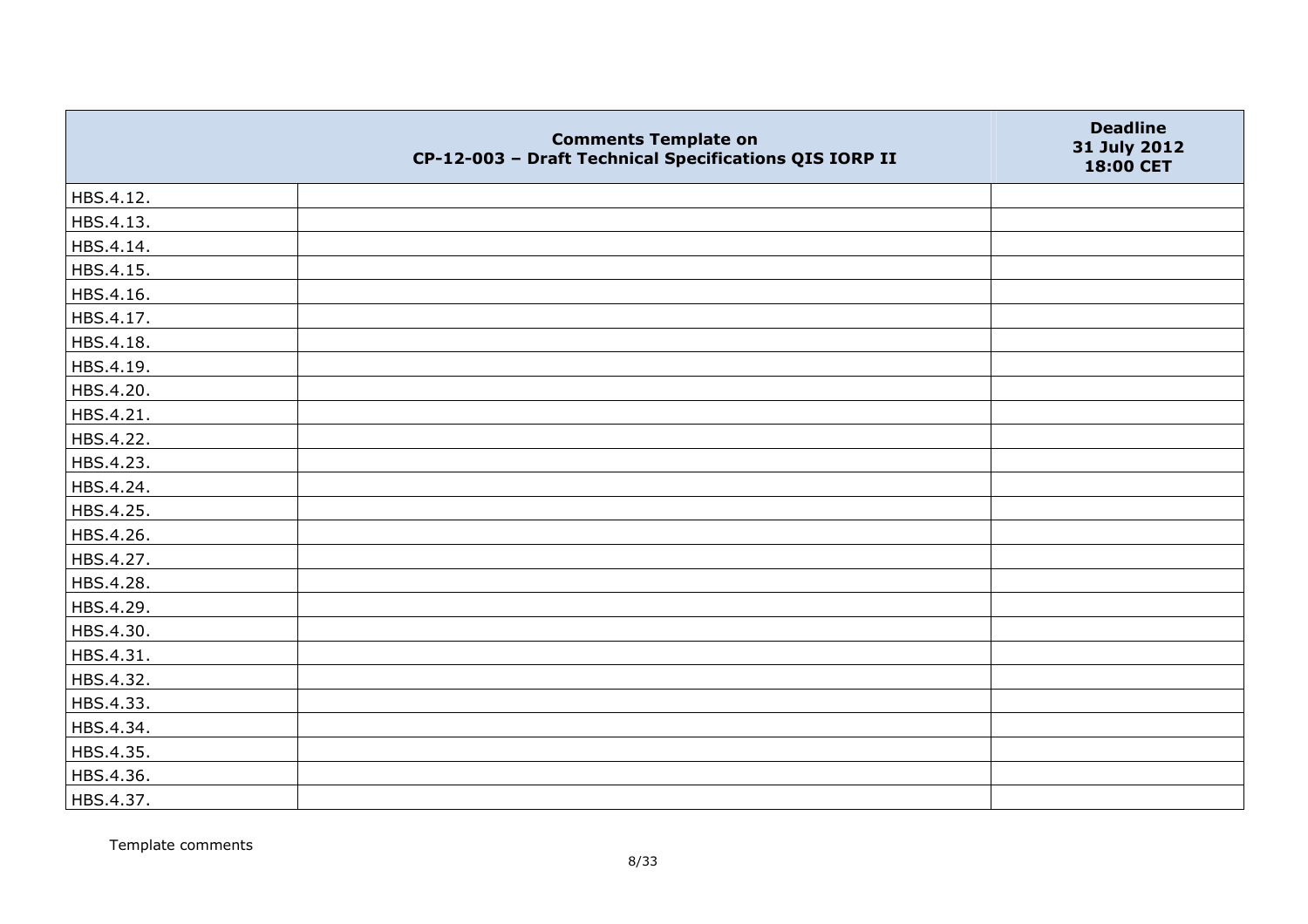| | Comments Template on CP-12-003 – Draft Technical Specifications QIS IORP II | Deadline 31 July 2012 18:00 CET |
|---|---|---|
| HBS.4.12. | | |
| HBS.4.13. | | |
| HBS.4.14. | | |
| HBS.4.15. | | |
| HBS.4.16. | | |
| HBS.4.17. | | |
| HBS.4.18. | | |
| HBS.4.19. | | |
| HBS.4.20. | | |
| HBS.4.21. | | |
| HBS.4.22. | | |
| HBS.4.23. | | |
| HBS.4.24. | | |
| HBS.4.25. | | |
| HBS.4.26. | | |
| HBS.4.27. | | |
| HBS.4.28. | | |
| HBS.4.29. | | |
| HBS.4.30. | | |
| HBS.4.31. | | |
| HBS.4.32. | | |
| HBS.4.33. | | |
| HBS.4.34. | | |
| HBS.4.35. | | |
| HBS.4.36. | | |
| HBS.4.37. | | |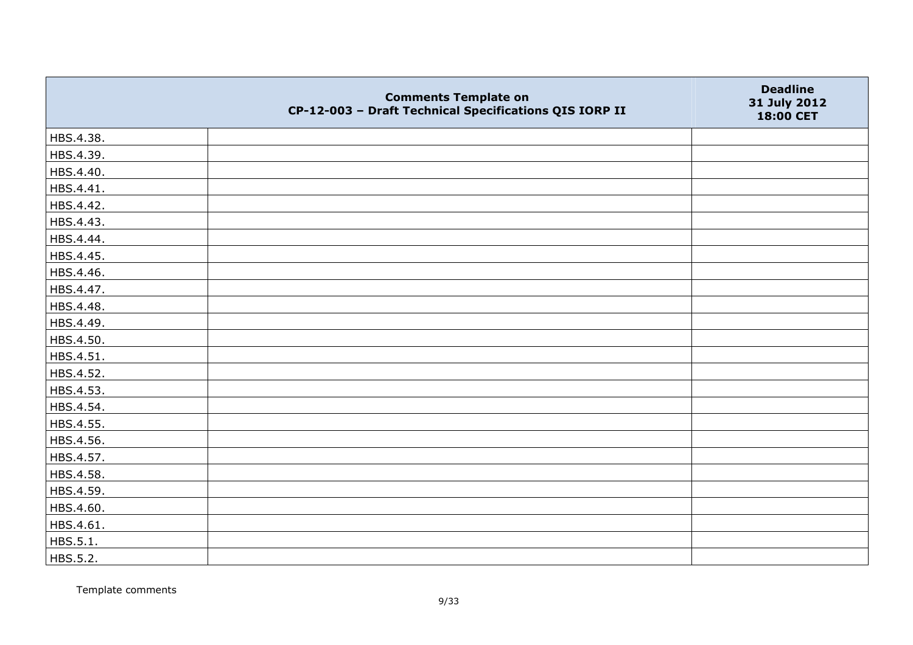| | Comments Template on CP-12-003 – Draft Technical Specifications QIS IORP II | Deadline 31 July 2012 18:00 CET |
|---|---|---|
| HBS.4.38. | | |
| HBS.4.39. | | |
| HBS.4.40. | | |
| HBS.4.41. | | |
| HBS.4.42. | | |
| HBS.4.43. | | |
| HBS.4.44. | | |
| HBS.4.45. | | |
| HBS.4.46. | | |
| HBS.4.47. | | |
| HBS.4.48. | | |
| HBS.4.49. | | |
| HBS.4.50. | | |
| HBS.4.51. | | |
| HBS.4.52. | | |
| HBS.4.53. | | |
| HBS.4.54. | | |
| HBS.4.55. | | |
| HBS.4.56. | | |
| HBS.4.57. | | |
| HBS.4.58. | | |
| HBS.4.59. | | |
| HBS.4.60. | | |
| HBS.4.61. | | |
| HBS.5.1. | | |
| HBS.5.2. | | |

Template comments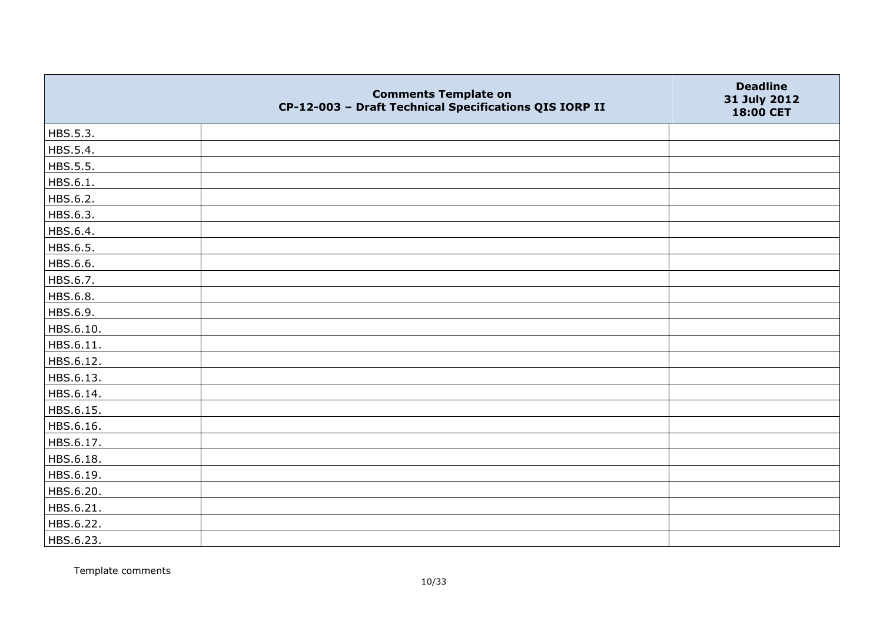| | Comments Template on CP-12-003 – Draft Technical Specifications QIS IORP II | Deadline 31 July 2012 18:00 CET |
|---|---|---|
| HBS.5.3. | | |
| HBS.5.4. | | |
| HBS.5.5. | | |
| HBS.6.1. | | |
| HBS.6.2. | | |
| HBS.6.3. | | |
| HBS.6.4. | | |
| HBS.6.5. | | |
| HBS.6.6. | | |
| HBS.6.7. | | |
| HBS.6.8. | | |
| HBS.6.9. | | |
| HBS.6.10. | | |
| HBS.6.11. | | |
| HBS.6.12. | | |
| HBS.6.13. | | |
| HBS.6.14. | | |
| HBS.6.15. | | |
| HBS.6.16. | | |
| HBS.6.17. | | |
| HBS.6.18. | | |
| HBS.6.19. | | |
| HBS.6.20. | | |
| HBS.6.21. | | |
| HBS.6.22. | | |
| HBS.6.23. | | |

Template comments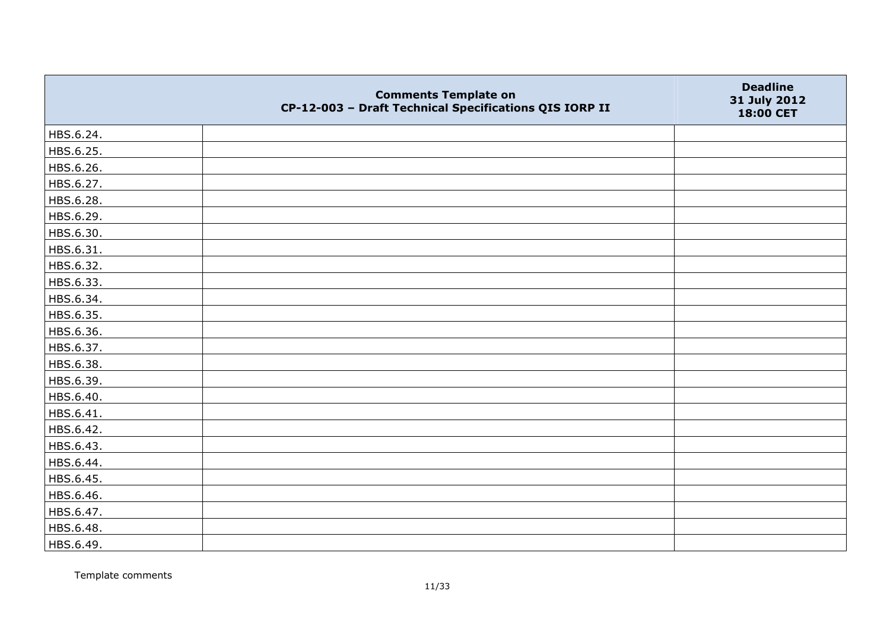| | Comments Template on CP-12-003 – Draft Technical Specifications QIS IORP II | Deadline 31 July 2012 18:00 CET |
|---|---|---|
| HBS.6.24. | | |
| HBS.6.25. | | |
| HBS.6.26. | | |
| HBS.6.27. | | |
| HBS.6.28. | | |
| HBS.6.29. | | |
| HBS.6.30. | | |
| HBS.6.31. | | |
| HBS.6.32. | | |
| HBS.6.33. | | |
| HBS.6.34. | | |
| HBS.6.35. | | |
| HBS.6.36. | | |
| HBS.6.37. | | |
| HBS.6.38. | | |
| HBS.6.39. | | |
| HBS.6.40. | | |
| HBS.6.41. | | |
| HBS.6.42. | | |
| HBS.6.43. | | |
| HBS.6.44. | | |
| HBS.6.45. | | |
| HBS.6.46. | | |
| HBS.6.47. | | |
| HBS.6.48. | | |
| HBS.6.49. | | |

Template comments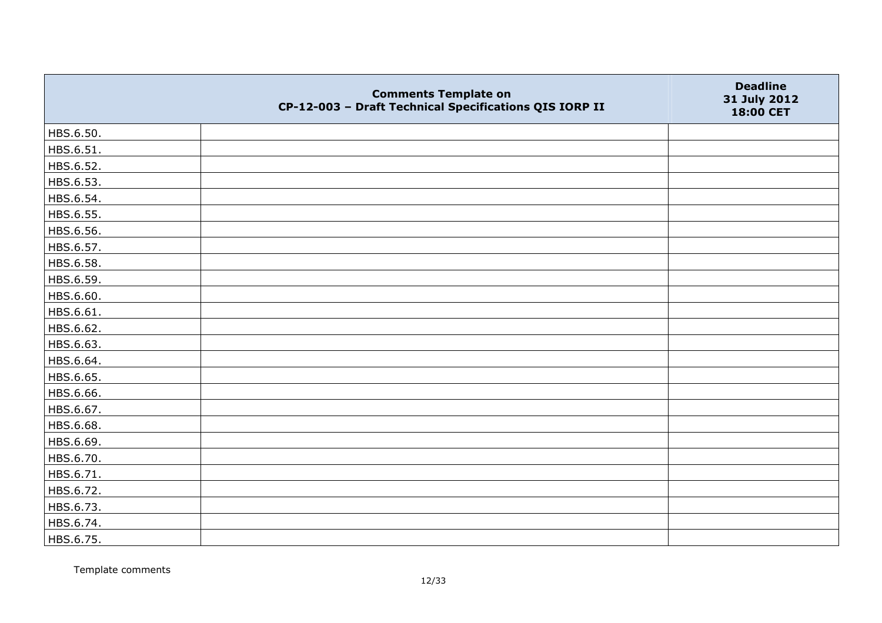| | Comments Template on CP-12-003 – Draft Technical Specifications QIS IORP II | Deadline 31 July 2012 18:00 CET |
|---|---|---|
| HBS.6.50. | | |
| HBS.6.51. | | |
| HBS.6.52. | | |
| HBS.6.53. | | |
| HBS.6.54. | | |
| HBS.6.55. | | |
| HBS.6.56. | | |
| HBS.6.57. | | |
| HBS.6.58. | | |
| HBS.6.59. | | |
| HBS.6.60. | | |
| HBS.6.61. | | |
| HBS.6.62. | | |
| HBS.6.63. | | |
| HBS.6.64. | | |
| HBS.6.65. | | |
| HBS.6.66. | | |
| HBS.6.67. | | |
| HBS.6.68. | | |
| HBS.6.69. | | |
| HBS.6.70. | | |
| HBS.6.71. | | |
| HBS.6.72. | | |
| HBS.6.73. | | |
| HBS.6.74. | | |
| HBS.6.75. | | |

Template comments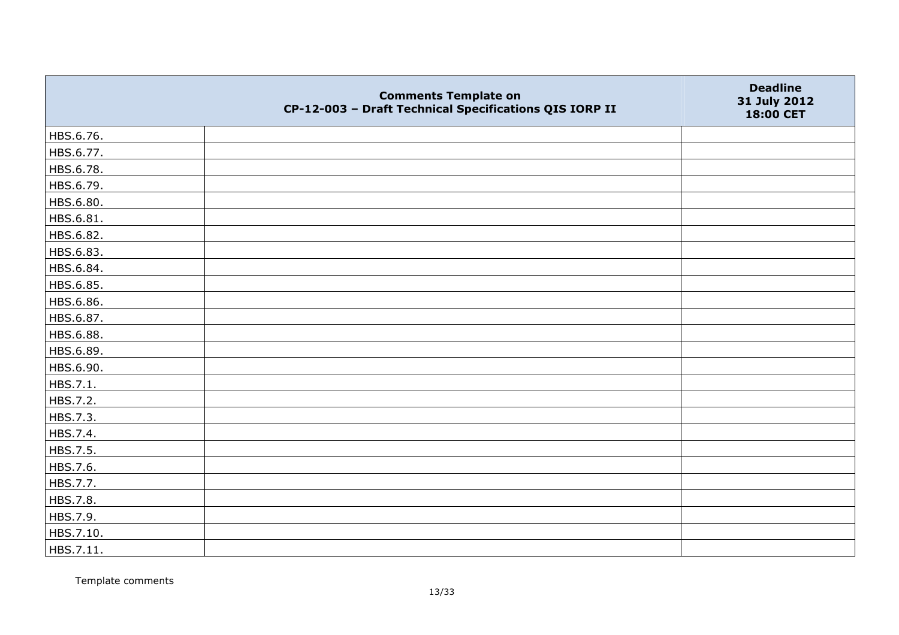|  | Comments Template on CP-12-003 – Draft Technical Specifications QIS IORP II | Deadline 31 July 2012 18:00 CET |
|---|---|---|
| HBS.6.76. |  |  |
| HBS.6.77. |  |  |
| HBS.6.78. |  |  |
| HBS.6.79. |  |  |
| HBS.6.80. |  |  |
| HBS.6.81. |  |  |
| HBS.6.82. |  |  |
| HBS.6.83. |  |  |
| HBS.6.84. |  |  |
| HBS.6.85. |  |  |
| HBS.6.86. |  |  |
| HBS.6.87. |  |  |
| HBS.6.88. |  |  |
| HBS.6.89. |  |  |
| HBS.6.90. |  |  |
| HBS.7.1. |  |  |
| HBS.7.2. |  |  |
| HBS.7.3. |  |  |
| HBS.7.4. |  |  |
| HBS.7.5. |  |  |
| HBS.7.6. |  |  |
| HBS.7.7. |  |  |
| HBS.7.8. |  |  |
| HBS.7.9. |  |  |
| HBS.7.10. |  |  |
| HBS.7.11. |  |  |

Template comments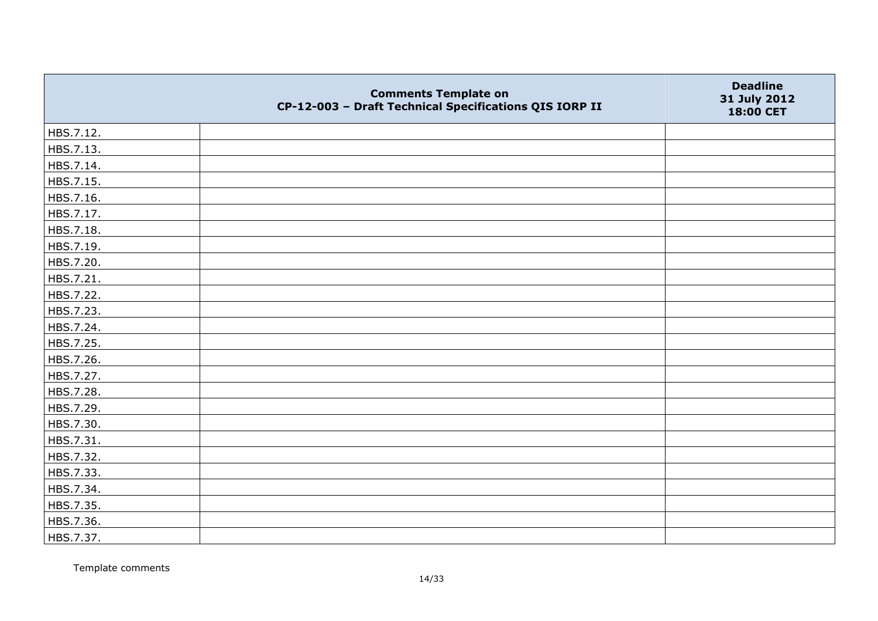| | Comments Template on CP-12-003 – Draft Technical Specifications QIS IORP II | Deadline 31 July 2012 18:00 CET |
|---|---|---|
| HBS.7.12. | | |
| HBS.7.13. | | |
| HBS.7.14. | | |
| HBS.7.15. | | |
| HBS.7.16. | | |
| HBS.7.17. | | |
| HBS.7.18. | | |
| HBS.7.19. | | |
| HBS.7.20. | | |
| HBS.7.21. | | |
| HBS.7.22. | | |
| HBS.7.23. | | |
| HBS.7.24. | | |
| HBS.7.25. | | |
| HBS.7.26. | | |
| HBS.7.27. | | |
| HBS.7.28. | | |
| HBS.7.29. | | |
| HBS.7.30. | | |
| HBS.7.31. | | |
| HBS.7.32. | | |
| HBS.7.33. | | |
| HBS.7.34. | | |
| HBS.7.35. | | |
| HBS.7.36. | | |
| HBS.7.37. | | |

Template comments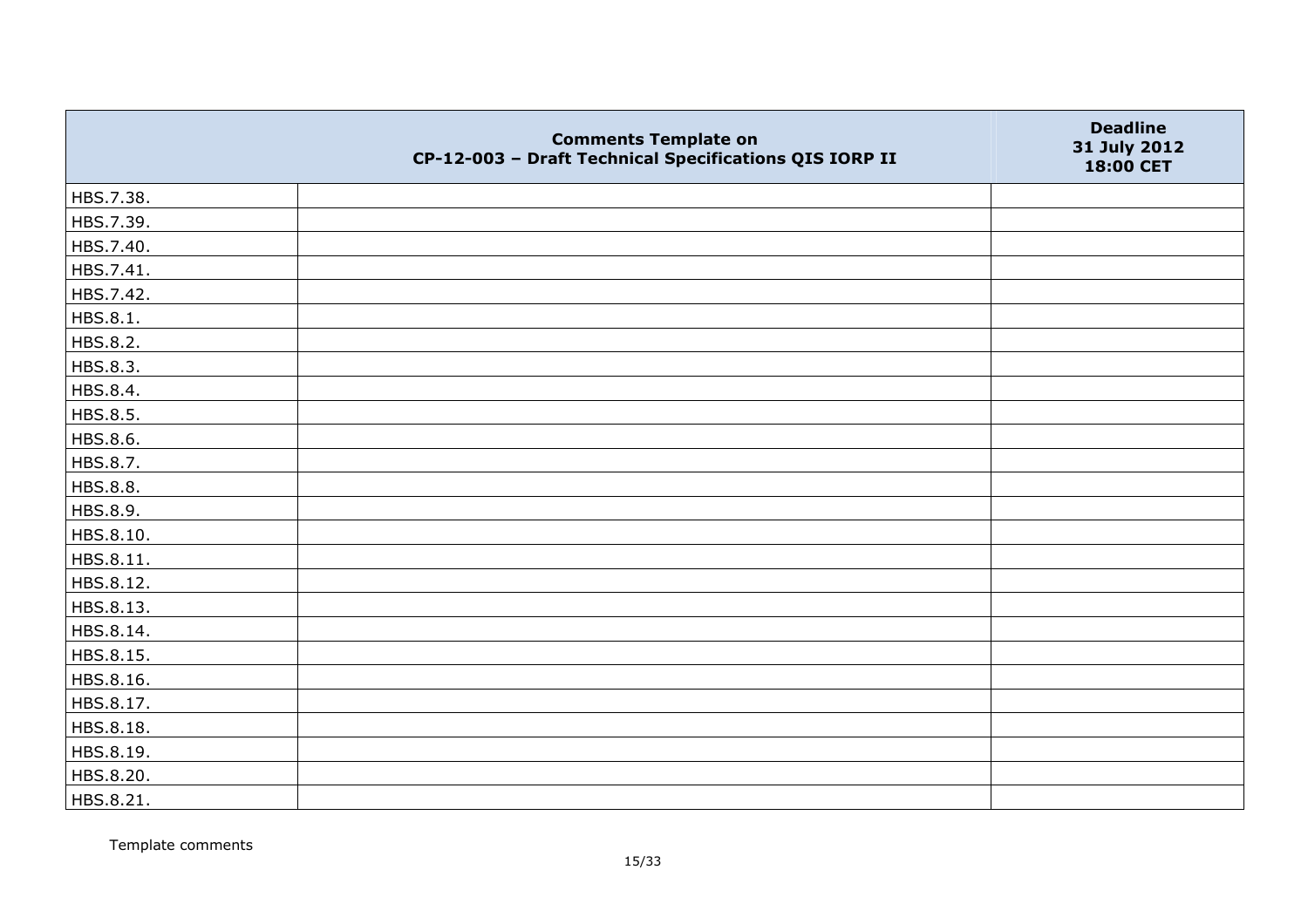| | Comments Template on CP-12-003 – Draft Technical Specifications QIS IORP II | Deadline 31 July 2012 18:00 CET |
|---|---|---|
| HBS.7.38. | | |
| HBS.7.39. | | |
| HBS.7.40. | | |
| HBS.7.41. | | |
| HBS.7.42. | | |
| HBS.8.1. | | |
| HBS.8.2. | | |
| HBS.8.3. | | |
| HBS.8.4. | | |
| HBS.8.5. | | |
| HBS.8.6. | | |
| HBS.8.7. | | |
| HBS.8.8. | | |
| HBS.8.9. | | |
| HBS.8.10. | | |
| HBS.8.11. | | |
| HBS.8.12. | | |
| HBS.8.13. | | |
| HBS.8.14. | | |
| HBS.8.15. | | |
| HBS.8.16. | | |
| HBS.8.17. | | |
| HBS.8.18. | | |
| HBS.8.19. | | |
| HBS.8.20. | | |
| HBS.8.21. | | |

Template comments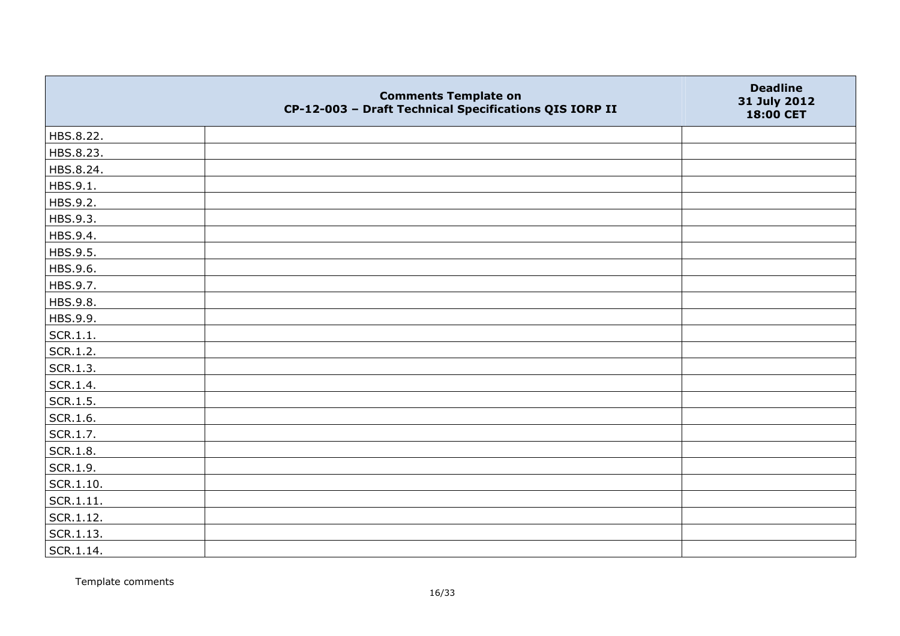| | Comments Template on CP-12-003 – Draft Technical Specifications QIS IORP II | Deadline 31 July 2012 18:00 CET |
|---|---|---|
| HBS.8.22. | | |
| HBS.8.23. | | |
| HBS.8.24. | | |
| HBS.9.1. | | |
| HBS.9.2. | | |
| HBS.9.3. | | |
| HBS.9.4. | | |
| HBS.9.5. | | |
| HBS.9.6. | | |
| HBS.9.7. | | |
| HBS.9.8. | | |
| HBS.9.9. | | |
| SCR.1.1. | | |
| SCR.1.2. | | |
| SCR.1.3. | | |
| SCR.1.4. | | |
| SCR.1.5. | | |
| SCR.1.6. | | |
| SCR.1.7. | | |
| SCR.1.8. | | |
| SCR.1.9. | | |
| SCR.1.10. | | |
| SCR.1.11. | | |
| SCR.1.12. | | |
| SCR.1.13. | | |
| SCR.1.14. | | |

Template comments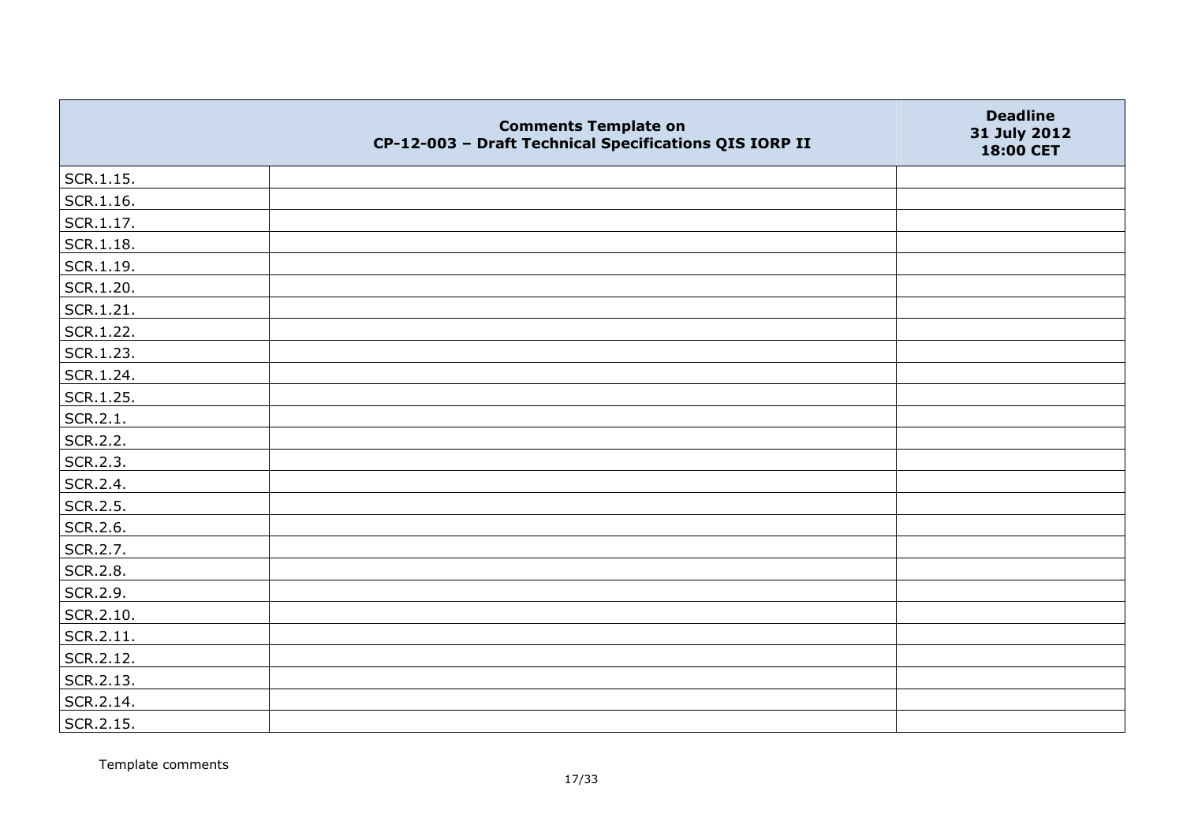| | Comments Template on CP-12-003 – Draft Technical Specifications QIS IORP II | Deadline 31 July 2012 18:00 CET |
|---|---|---|
| SCR.1.15. | | |
| SCR.1.16. | | |
| SCR.1.17. | | |
| SCR.1.18. | | |
| SCR.1.19. | | |
| SCR.1.20. | | |
| SCR.1.21. | | |
| SCR.1.22. | | |
| SCR.1.23. | | |
| SCR.1.24. | | |
| SCR.1.25. | | |
| SCR.2.1. | | |
| SCR.2.2. | | |
| SCR.2.3. | | |
| SCR.2.4. | | |
| SCR.2.5. | | |
| SCR.2.6. | | |
| SCR.2.7. | | |
| SCR.2.8. | | |
| SCR.2.9. | | |
| SCR.2.10. | | |
| SCR.2.11. | | |
| SCR.2.12. | | |
| SCR.2.13. | | |
| SCR.2.14. | | |
| SCR.2.15. | | |

Template comments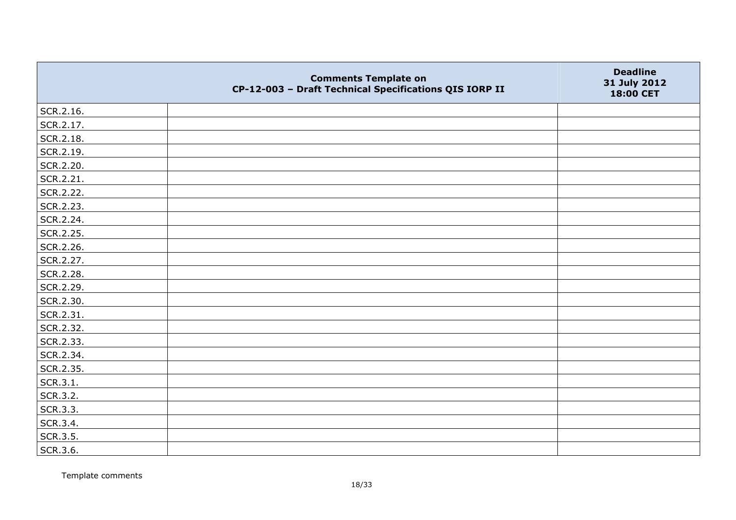| | Comments Template on CP-12-003 – Draft Technical Specifications QIS IORP II | Deadline 31 July 2012 18:00 CET |
|---|---|---|
| SCR.2.16. | | |
| SCR.2.17. | | |
| SCR.2.18. | | |
| SCR.2.19. | | |
| SCR.2.20. | | |
| SCR.2.21. | | |
| SCR.2.22. | | |
| SCR.2.23. | | |
| SCR.2.24. | | |
| SCR.2.25. | | |
| SCR.2.26. | | |
| SCR.2.27. | | |
| SCR.2.28. | | |
| SCR.2.29. | | |
| SCR.2.30. | | |
| SCR.2.31. | | |
| SCR.2.32. | | |
| SCR.2.33. | | |
| SCR.2.34. | | |
| SCR.2.35. | | |
| SCR.3.1. | | |
| SCR.3.2. | | |
| SCR.3.3. | | |
| SCR.3.4. | | |
| SCR.3.5. | | |
| SCR.3.6. | | |

Template comments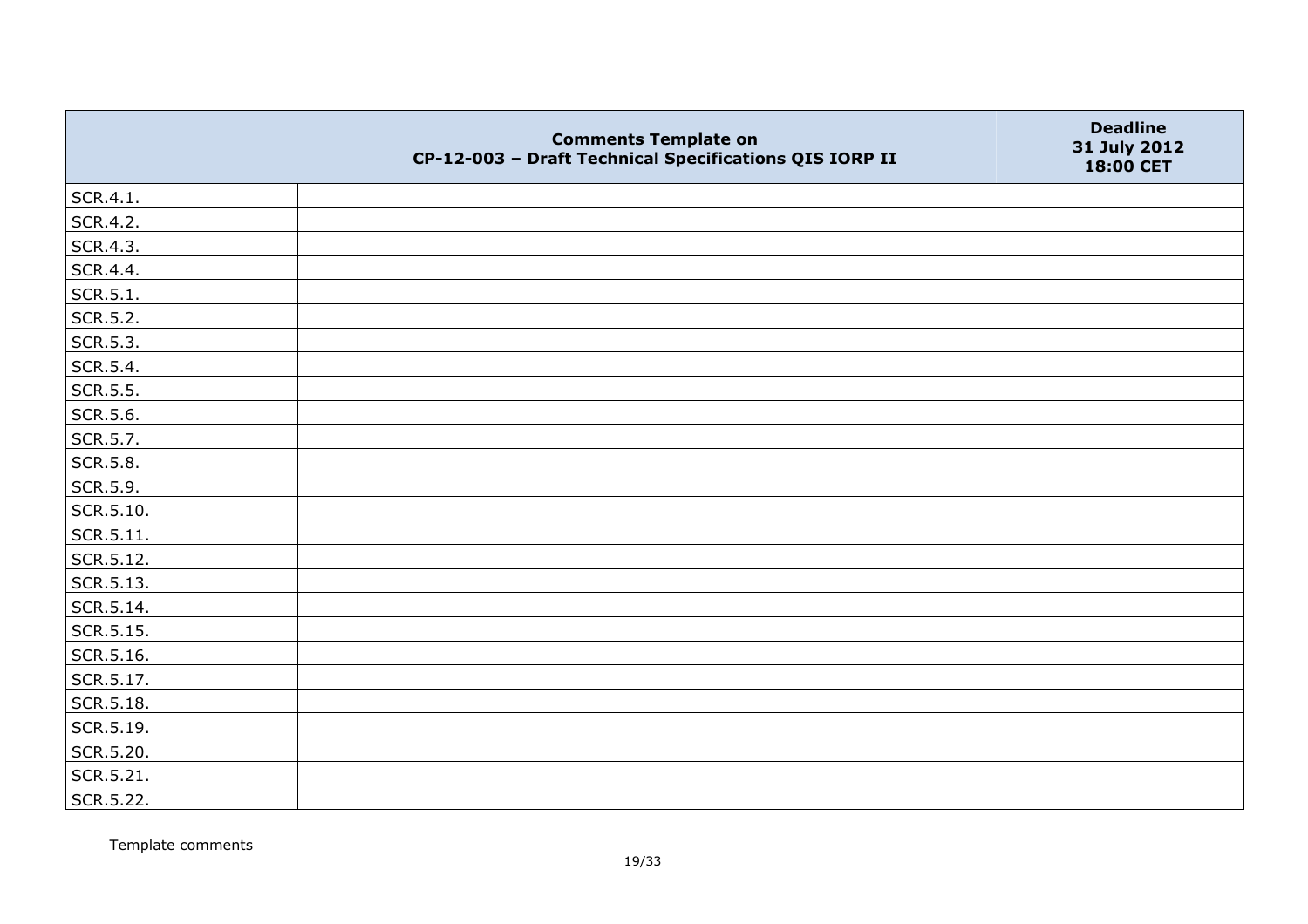| | Comments Template on CP-12-003 – Draft Technical Specifications QIS IORP II | Deadline 31 July 2012 18:00 CET |
|---|---|---|
| SCR.4.1. | | |
| SCR.4.2. | | |
| SCR.4.3. | | |
| SCR.4.4. | | |
| SCR.5.1. | | |
| SCR.5.2. | | |
| SCR.5.3. | | |
| SCR.5.4. | | |
| SCR.5.5. | | |
| SCR.5.6. | | |
| SCR.5.7. | | |
| SCR.5.8. | | |
| SCR.5.9. | | |
| SCR.5.10. | | |
| SCR.5.11. | | |
| SCR.5.12. | | |
| SCR.5.13. | | |
| SCR.5.14. | | |
| SCR.5.15. | | |
| SCR.5.16. | | |
| SCR.5.17. | | |
| SCR.5.18. | | |
| SCR.5.19. | | |
| SCR.5.20. | | |
| SCR.5.21. | | |
| SCR.5.22. | | |

Template comments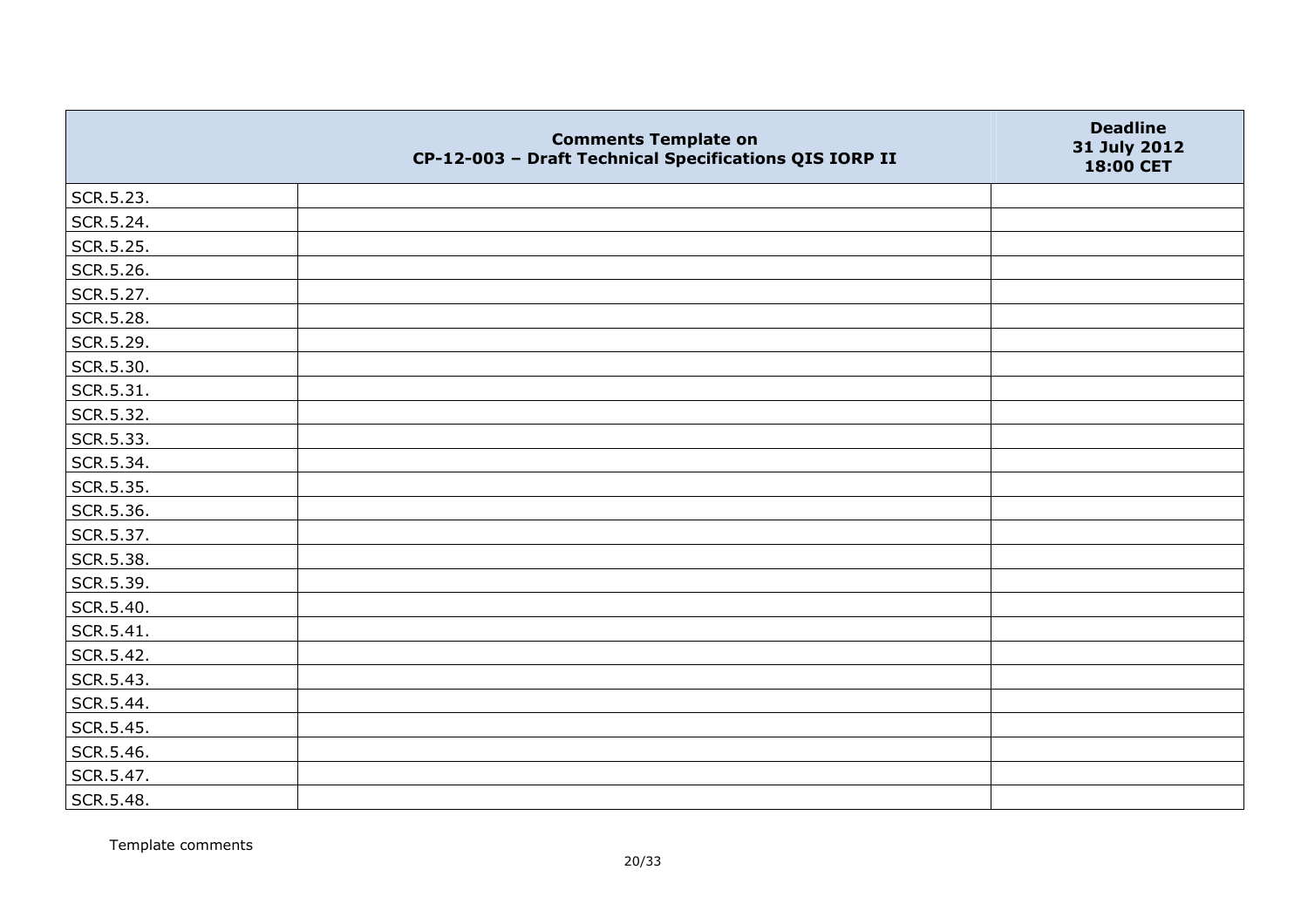| | Comments Template on CP-12-003 – Draft Technical Specifications QIS IORP II | Deadline 31 July 2012 18:00 CET |
|---|---|---|
| SCR.5.23. | | |
| SCR.5.24. | | |
| SCR.5.25. | | |
| SCR.5.26. | | |
| SCR.5.27. | | |
| SCR.5.28. | | |
| SCR.5.29. | | |
| SCR.5.30. | | |
| SCR.5.31. | | |
| SCR.5.32. | | |
| SCR.5.33. | | |
| SCR.5.34. | | |
| SCR.5.35. | | |
| SCR.5.36. | | |
| SCR.5.37. | | |
| SCR.5.38. | | |
| SCR.5.39. | | |
| SCR.5.40. | | |
| SCR.5.41. | | |
| SCR.5.42. | | |
| SCR.5.43. | | |
| SCR.5.44. | | |
| SCR.5.45. | | |
| SCR.5.46. | | |
| SCR.5.47. | | |
| SCR.5.48. | | |

Template comments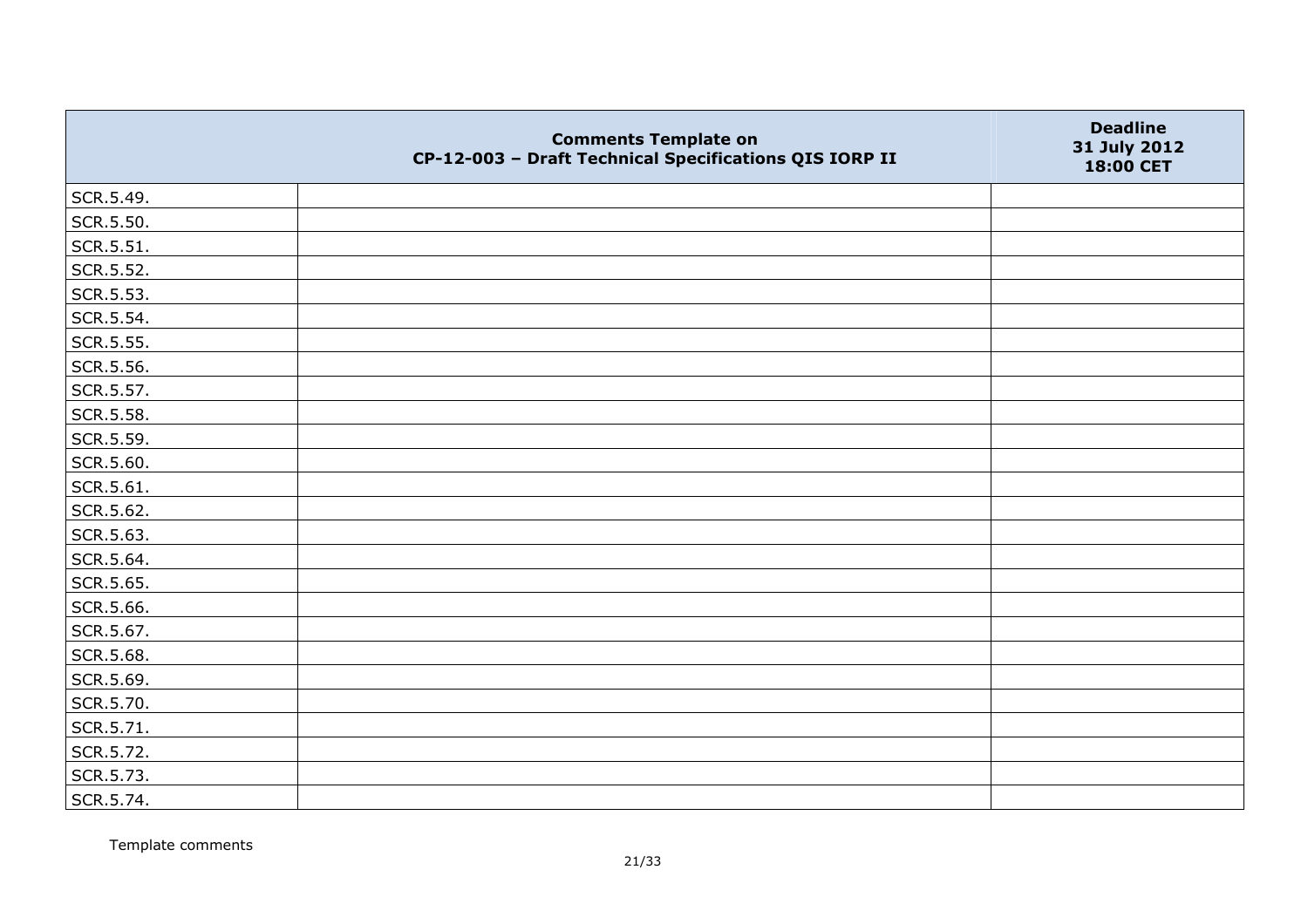|  | Comments Template on CP-12-003 – Draft Technical Specifications QIS IORP II | Deadline 31 July 2012 18:00 CET |
|---|---|---|
| SCR.5.49. |  |  |
| SCR.5.50. |  |  |
| SCR.5.51. |  |  |
| SCR.5.52. |  |  |
| SCR.5.53. |  |  |
| SCR.5.54. |  |  |
| SCR.5.55. |  |  |
| SCR.5.56. |  |  |
| SCR.5.57. |  |  |
| SCR.5.58. |  |  |
| SCR.5.59. |  |  |
| SCR.5.60. |  |  |
| SCR.5.61. |  |  |
| SCR.5.62. |  |  |
| SCR.5.63. |  |  |
| SCR.5.64. |  |  |
| SCR.5.65. |  |  |
| SCR.5.66. |  |  |
| SCR.5.67. |  |  |
| SCR.5.68. |  |  |
| SCR.5.69. |  |  |
| SCR.5.70. |  |  |
| SCR.5.71. |  |  |
| SCR.5.72. |  |  |
| SCR.5.73. |  |  |
| SCR.5.74. |  |  |

Template comments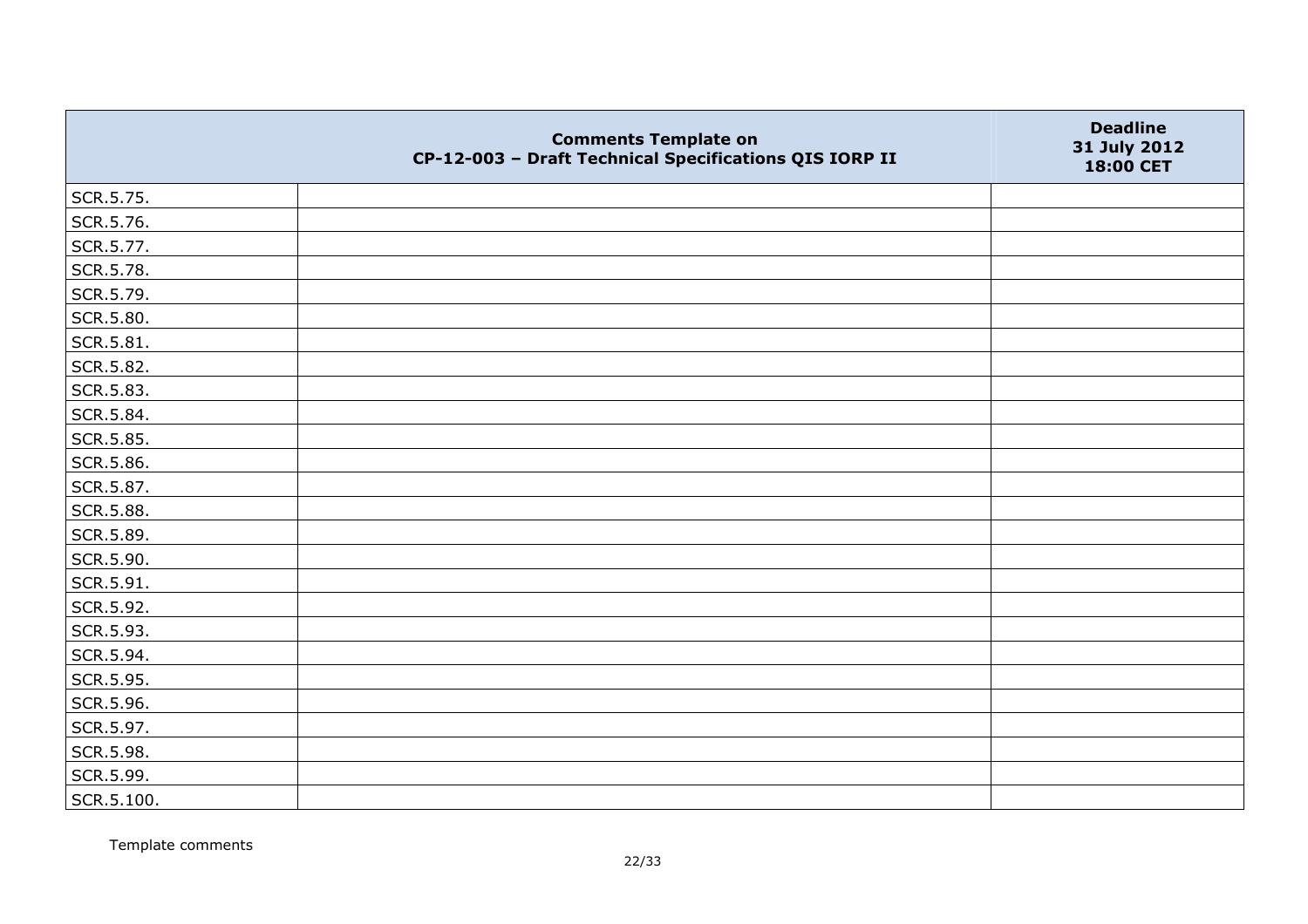| | Comments Template on CP-12-003 – Draft Technical Specifications QIS IORP II | Deadline 31 July 2012 18:00 CET |
|---|---|---|
| SCR.5.75. | | |
| SCR.5.76. | | |
| SCR.5.77. | | |
| SCR.5.78. | | |
| SCR.5.79. | | |
| SCR.5.80. | | |
| SCR.5.81. | | |
| SCR.5.82. | | |
| SCR.5.83. | | |
| SCR.5.84. | | |
| SCR.5.85. | | |
| SCR.5.86. | | |
| SCR.5.87. | | |
| SCR.5.88. | | |
| SCR.5.89. | | |
| SCR.5.90. | | |
| SCR.5.91. | | |
| SCR.5.92. | | |
| SCR.5.93. | | |
| SCR.5.94. | | |
| SCR.5.95. | | |
| SCR.5.96. | | |
| SCR.5.97. | | |
| SCR.5.98. | | |
| SCR.5.99. | | |
| SCR.5.100. | | |

Template comments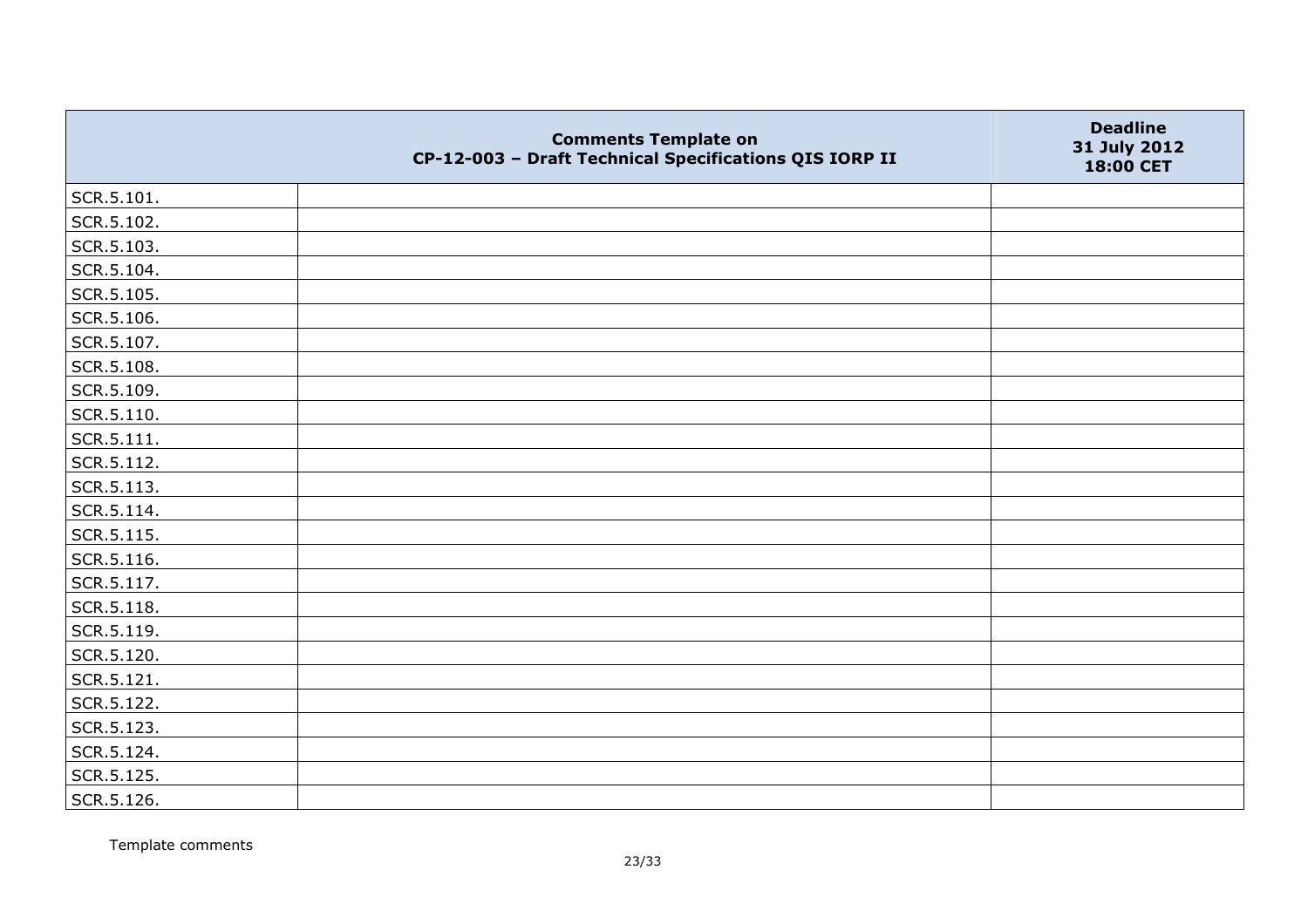| | Comments Template on CP-12-003 – Draft Technical Specifications QIS IORP II | Deadline 31 July 2012 18:00 CET |
|---|---|---|
| SCR.5.101. | | |
| SCR.5.102. | | |
| SCR.5.103. | | |
| SCR.5.104. | | |
| SCR.5.105. | | |
| SCR.5.106. | | |
| SCR.5.107. | | |
| SCR.5.108. | | |
| SCR.5.109. | | |
| SCR.5.110. | | |
| SCR.5.111. | | |
| SCR.5.112. | | |
| SCR.5.113. | | |
| SCR.5.114. | | |
| SCR.5.115. | | |
| SCR.5.116. | | |
| SCR.5.117. | | |
| SCR.5.118. | | |
| SCR.5.119. | | |
| SCR.5.120. | | |
| SCR.5.121. | | |
| SCR.5.122. | | |
| SCR.5.123. | | |
| SCR.5.124. | | |
| SCR.5.125. | | |
| SCR.5.126. | | |

Template comments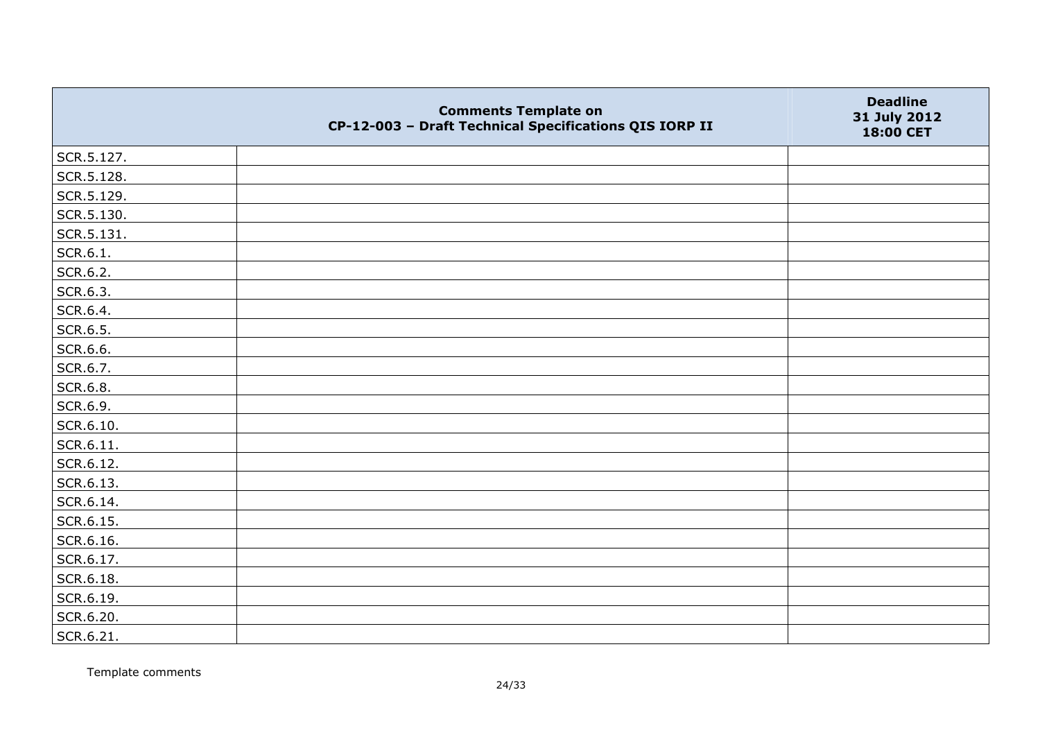| | Comments Template on CP-12-003 – Draft Technical Specifications QIS IORP II | Deadline 31 July 2012 18:00 CET |
|---|---|---|
| SCR.5.127. | | |
| SCR.5.128. | | |
| SCR.5.129. | | |
| SCR.5.130. | | |
| SCR.5.131. | | |
| SCR.6.1. | | |
| SCR.6.2. | | |
| SCR.6.3. | | |
| SCR.6.4. | | |
| SCR.6.5. | | |
| SCR.6.6. | | |
| SCR.6.7. | | |
| SCR.6.8. | | |
| SCR.6.9. | | |
| SCR.6.10. | | |
| SCR.6.11. | | |
| SCR.6.12. | | |
| SCR.6.13. | | |
| SCR.6.14. | | |
| SCR.6.15. | | |
| SCR.6.16. | | |
| SCR.6.17. | | |
| SCR.6.18. | | |
| SCR.6.19. | | |
| SCR.6.20. | | |
| SCR.6.21. | | |

Template comments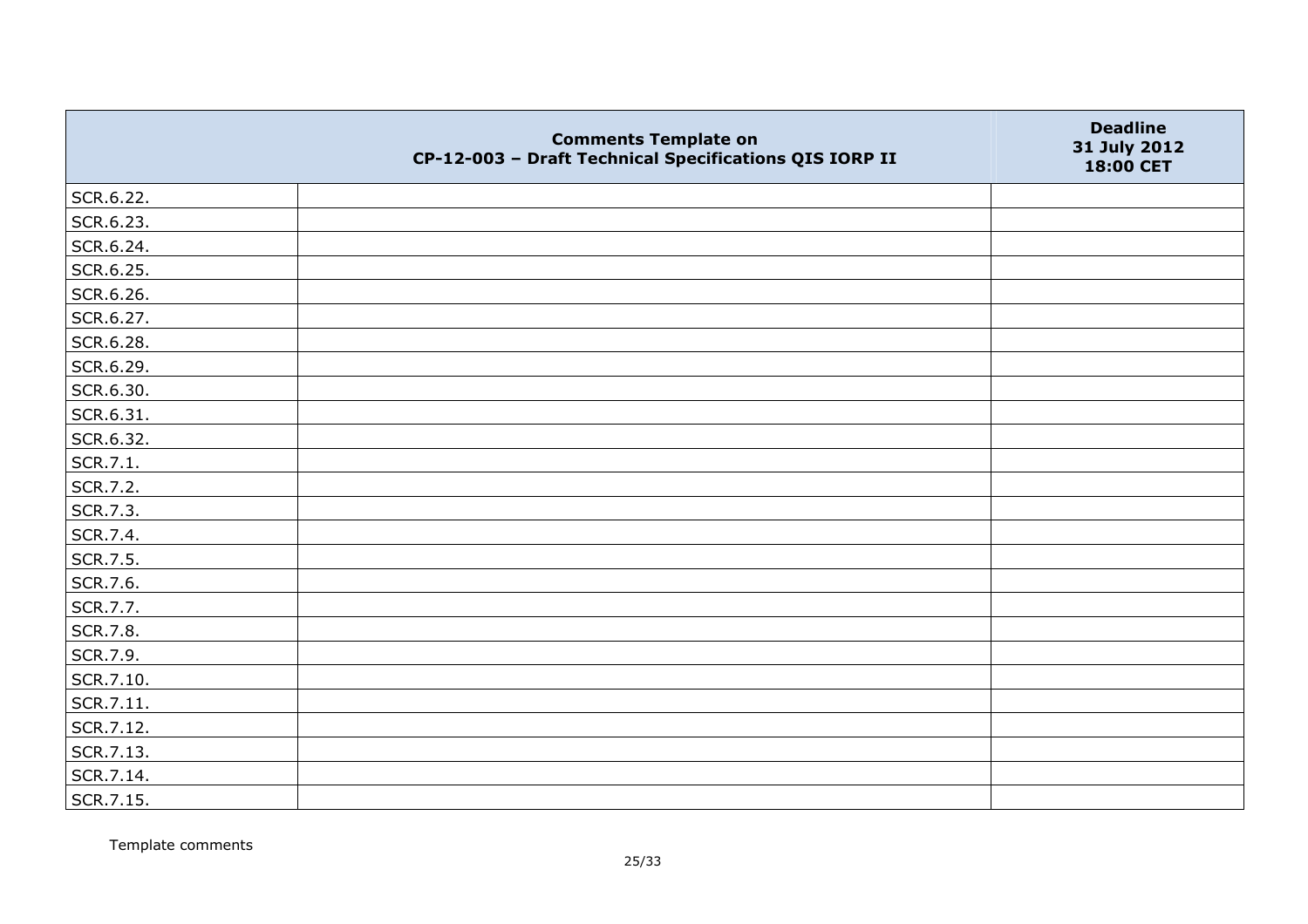|  | Comments Template on CP-12-003 – Draft Technical Specifications QIS IORP II | Deadline 31 July 2012 18:00 CET |
|---|---|---|
| SCR.6.22. | | |
| SCR.6.23. | | |
| SCR.6.24. | | |
| SCR.6.25. | | |
| SCR.6.26. | | |
| SCR.6.27. | | |
| SCR.6.28. | | |
| SCR.6.29. | | |
| SCR.6.30. | | |
| SCR.6.31. | | |
| SCR.6.32. | | |
| SCR.7.1. | | |
| SCR.7.2. | | |
| SCR.7.3. | | |
| SCR.7.4. | | |
| SCR.7.5. | | |
| SCR.7.6. | | |
| SCR.7.7. | | |
| SCR.7.8. | | |
| SCR.7.9. | | |
| SCR.7.10. | | |
| SCR.7.11. | | |
| SCR.7.12. | | |
| SCR.7.13. | | |
| SCR.7.14. | | |
| SCR.7.15. | | |

Template comments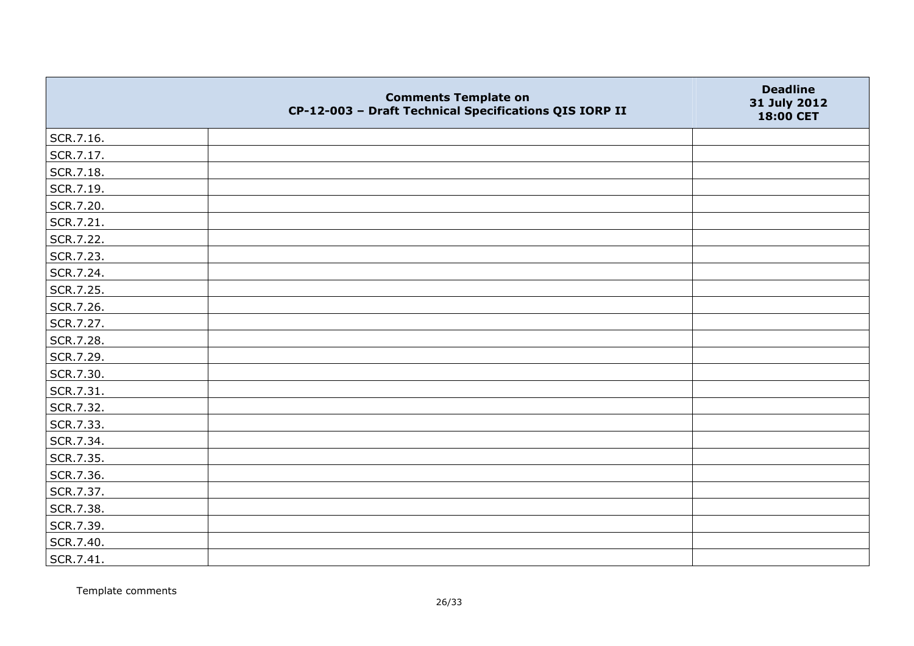| | Comments Template on CP-12-003 – Draft Technical Specifications QIS IORP II | Deadline 31 July 2012 18:00 CET |
|---|---|---|
| SCR.7.16. | | |
| SCR.7.17. | | |
| SCR.7.18. | | |
| SCR.7.19. | | |
| SCR.7.20. | | |
| SCR.7.21. | | |
| SCR.7.22. | | |
| SCR.7.23. | | |
| SCR.7.24. | | |
| SCR.7.25. | | |
| SCR.7.26. | | |
| SCR.7.27. | | |
| SCR.7.28. | | |
| SCR.7.29. | | |
| SCR.7.30. | | |
| SCR.7.31. | | |
| SCR.7.32. | | |
| SCR.7.33. | | |
| SCR.7.34. | | |
| SCR.7.35. | | |
| SCR.7.36. | | |
| SCR.7.37. | | |
| SCR.7.38. | | |
| SCR.7.39. | | |
| SCR.7.40. | | |
| SCR.7.41. | | |

Template comments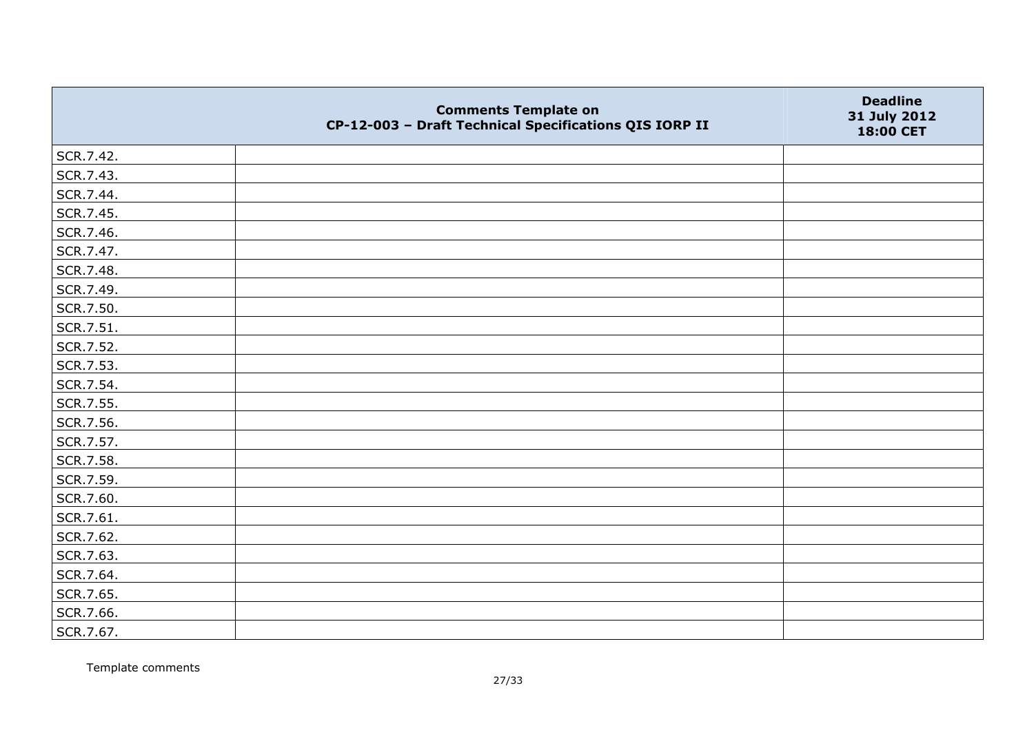| | Comments Template on CP-12-003 – Draft Technical Specifications QIS IORP II | Deadline 31 July 2012 18:00 CET |
|---|---|---|
| SCR.7.42. | | |
| SCR.7.43. | | |
| SCR.7.44. | | |
| SCR.7.45. | | |
| SCR.7.46. | | |
| SCR.7.47. | | |
| SCR.7.48. | | |
| SCR.7.49. | | |
| SCR.7.50. | | |
| SCR.7.51. | | |
| SCR.7.52. | | |
| SCR.7.53. | | |
| SCR.7.54. | | |
| SCR.7.55. | | |
| SCR.7.56. | | |
| SCR.7.57. | | |
| SCR.7.58. | | |
| SCR.7.59. | | |
| SCR.7.60. | | |
| SCR.7.61. | | |
| SCR.7.62. | | |
| SCR.7.63. | | |
| SCR.7.64. | | |
| SCR.7.65. | | |
| SCR.7.66. | | |
| SCR.7.67. | | |

Template comments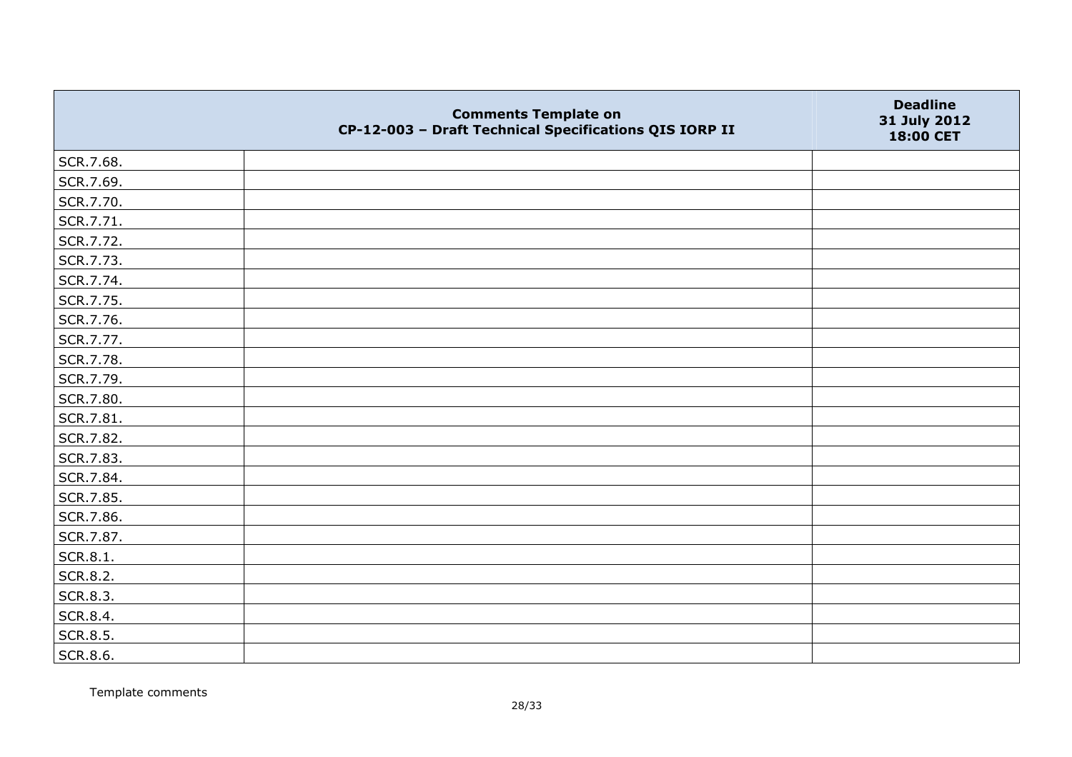| | Comments Template on CP-12-003 – Draft Technical Specifications QIS IORP II | Deadline 31 July 2012 18:00 CET |
|---|---|---|
| SCR.7.68. | | |
| SCR.7.69. | | |
| SCR.7.70. | | |
| SCR.7.71. | | |
| SCR.7.72. | | |
| SCR.7.73. | | |
| SCR.7.74. | | |
| SCR.7.75. | | |
| SCR.7.76. | | |
| SCR.7.77. | | |
| SCR.7.78. | | |
| SCR.7.79. | | |
| SCR.7.80. | | |
| SCR.7.81. | | |
| SCR.7.82. | | |
| SCR.7.83. | | |
| SCR.7.84. | | |
| SCR.7.85. | | |
| SCR.7.86. | | |
| SCR.7.87. | | |
| SCR.8.1. | | |
| SCR.8.2. | | |
| SCR.8.3. | | |
| SCR.8.4. | | |
| SCR.8.5. | | |
| SCR.8.6. | | |

Template comments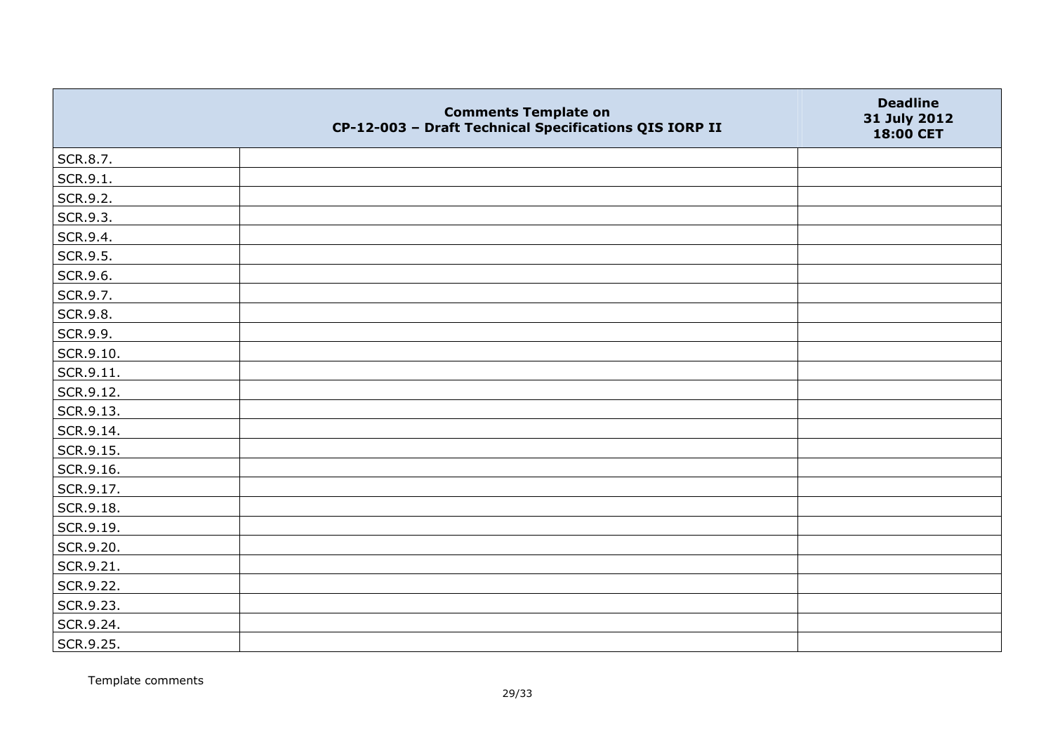|  | Comments Template on CP-12-003 – Draft Technical Specifications QIS IORP II | Deadline 31 July 2012 18:00 CET |
|---|---|---|
| SCR.8.7. |  |  |
| SCR.9.1. |  |  |
| SCR.9.2. |  |  |
| SCR.9.3. |  |  |
| SCR.9.4. |  |  |
| SCR.9.5. |  |  |
| SCR.9.6. |  |  |
| SCR.9.7. |  |  |
| SCR.9.8. |  |  |
| SCR.9.9. |  |  |
| SCR.9.10. |  |  |
| SCR.9.11. |  |  |
| SCR.9.12. |  |  |
| SCR.9.13. |  |  |
| SCR.9.14. |  |  |
| SCR.9.15. |  |  |
| SCR.9.16. |  |  |
| SCR.9.17. |  |  |
| SCR.9.18. |  |  |
| SCR.9.19. |  |  |
| SCR.9.20. |  |  |
| SCR.9.21. |  |  |
| SCR.9.22. |  |  |
| SCR.9.23. |  |  |
| SCR.9.24. |  |  |
| SCR.9.25. |  |  |

Template comments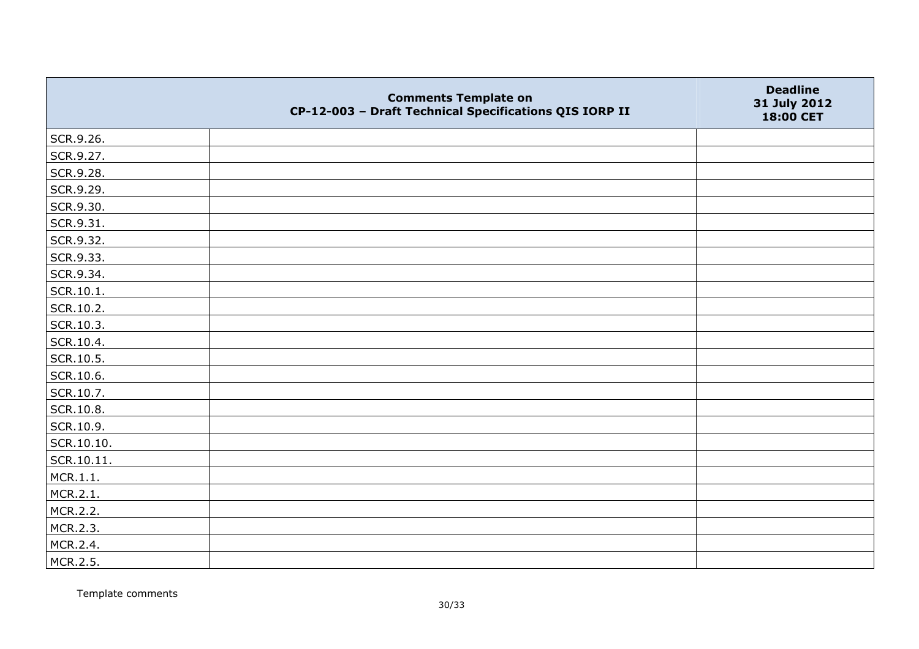| | Comments Template on CP-12-003 – Draft Technical Specifications QIS IORP II | Deadline 31 July 2012 18:00 CET |
|---|---|---|
| SCR.9.26. | | |
| SCR.9.27. | | |
| SCR.9.28. | | |
| SCR.9.29. | | |
| SCR.9.30. | | |
| SCR.9.31. | | |
| SCR.9.32. | | |
| SCR.9.33. | | |
| SCR.9.34. | | |
| SCR.10.1. | | |
| SCR.10.2. | | |
| SCR.10.3. | | |
| SCR.10.4. | | |
| SCR.10.5. | | |
| SCR.10.6. | | |
| SCR.10.7. | | |
| SCR.10.8. | | |
| SCR.10.9. | | |
| SCR.10.10. | | |
| SCR.10.11. | | |
| MCR.1.1. | | |
| MCR.2.1. | | |
| MCR.2.2. | | |
| MCR.2.3. | | |
| MCR.2.4. | | |
| MCR.2.5. | | |

Template comments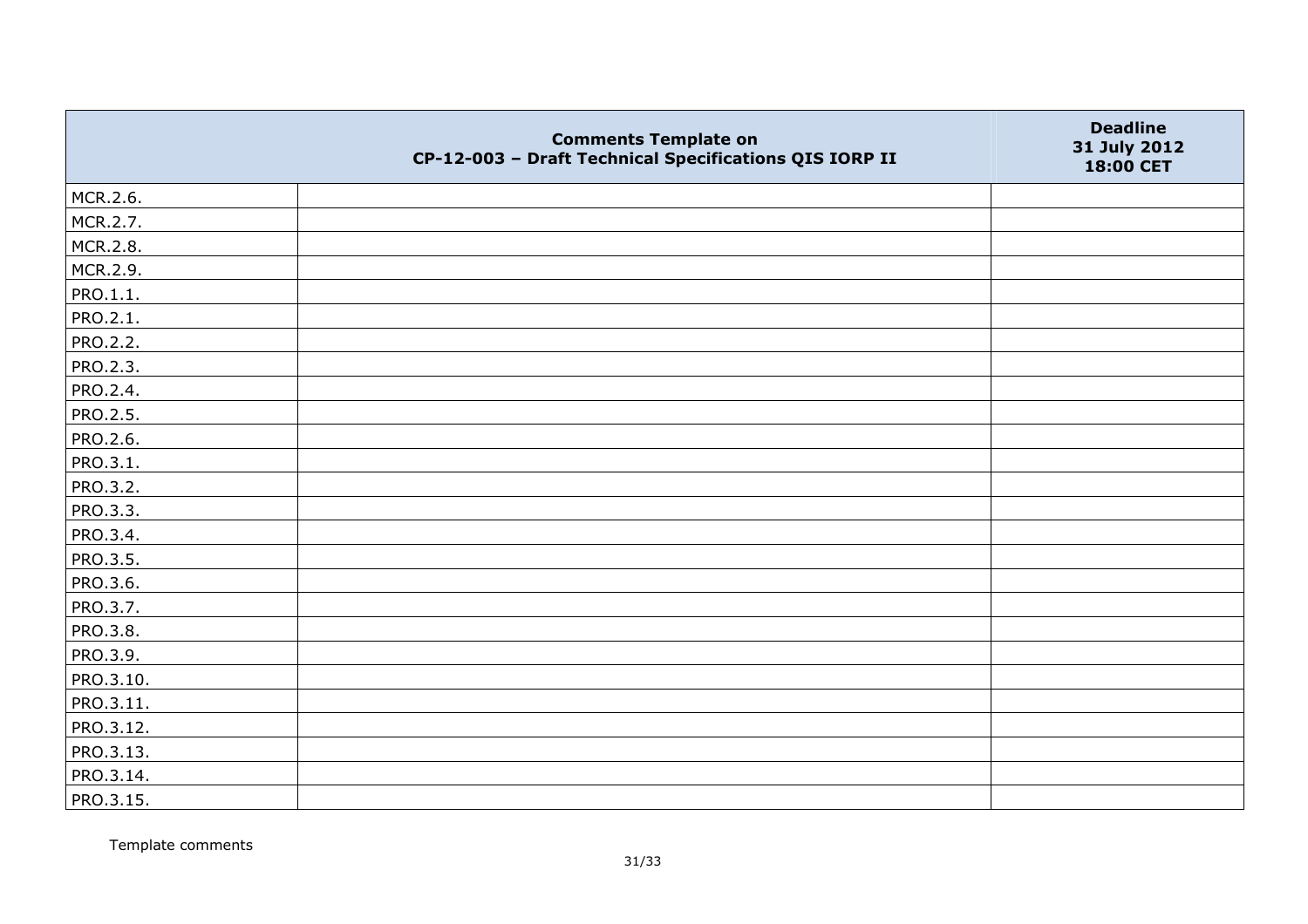| | Comments Template on CP-12-003 – Draft Technical Specifications QIS IORP II | Deadline 31 July 2012 18:00 CET |
|---|---|---|
| MCR.2.6. | | |
| MCR.2.7. | | |
| MCR.2.8. | | |
| MCR.2.9. | | |
| PRO.1.1. | | |
| PRO.2.1. | | |
| PRO.2.2. | | |
| PRO.2.3. | | |
| PRO.2.4. | | |
| PRO.2.5. | | |
| PRO.2.6. | | |
| PRO.3.1. | | |
| PRO.3.2. | | |
| PRO.3.3. | | |
| PRO.3.4. | | |
| PRO.3.5. | | |
| PRO.3.6. | | |
| PRO.3.7. | | |
| PRO.3.8. | | |
| PRO.3.9. | | |
| PRO.3.10. | | |
| PRO.3.11. | | |
| PRO.3.12. | | |
| PRO.3.13. | | |
| PRO.3.14. | | |
| PRO.3.15. | | |

Template comments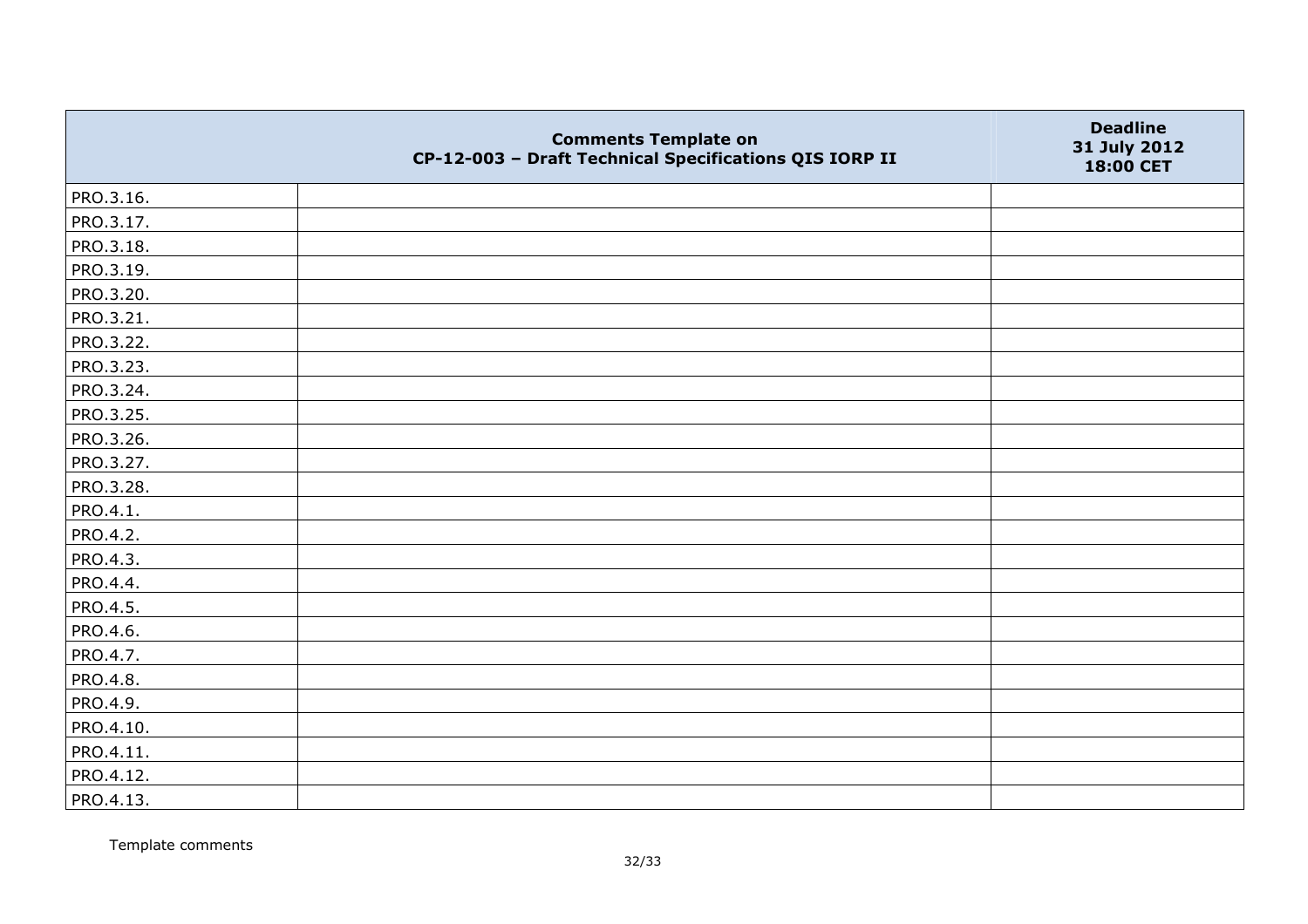|  | Comments Template on CP-12-003 – Draft Technical Specifications QIS IORP II | Deadline 31 July 2012 18:00 CET |
|---|---|---|
| PRO.3.16. |  |  |
| PRO.3.17. |  |  |
| PRO.3.18. |  |  |
| PRO.3.19. |  |  |
| PRO.3.20. |  |  |
| PRO.3.21. |  |  |
| PRO.3.22. |  |  |
| PRO.3.23. |  |  |
| PRO.3.24. |  |  |
| PRO.3.25. |  |  |
| PRO.3.26. |  |  |
| PRO.3.27. |  |  |
| PRO.3.28. |  |  |
| PRO.4.1. |  |  |
| PRO.4.2. |  |  |
| PRO.4.3. |  |  |
| PRO.4.4. |  |  |
| PRO.4.5. |  |  |
| PRO.4.6. |  |  |
| PRO.4.7. |  |  |
| PRO.4.8. |  |  |
| PRO.4.9. |  |  |
| PRO.4.10. |  |  |
| PRO.4.11. |  |  |
| PRO.4.12. |  |  |
| PRO.4.13. |  |  |

Template comments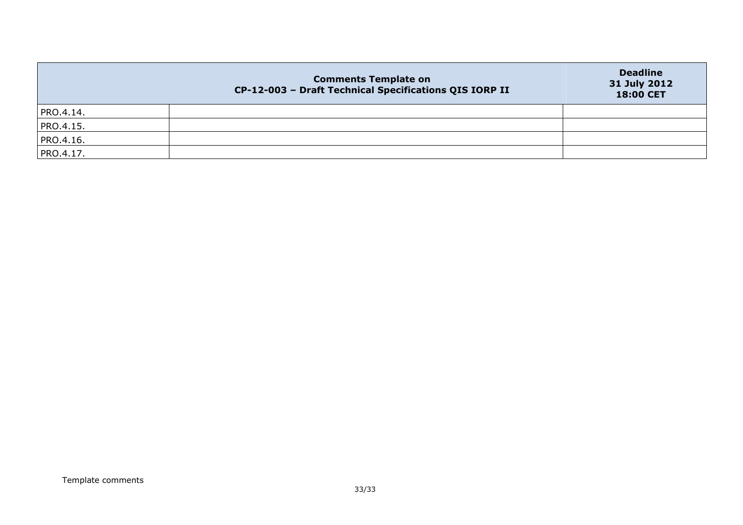| | Comments Template on CP-12-003 – Draft Technical Specifications QIS IORP II | Deadline 31 July 2012 18:00 CET |
|---|---|---|
| PRO.4.14. | | |
| PRO.4.15. | | |
| PRO.4.16. | | |
| PRO.4.17. | | |

Template comments